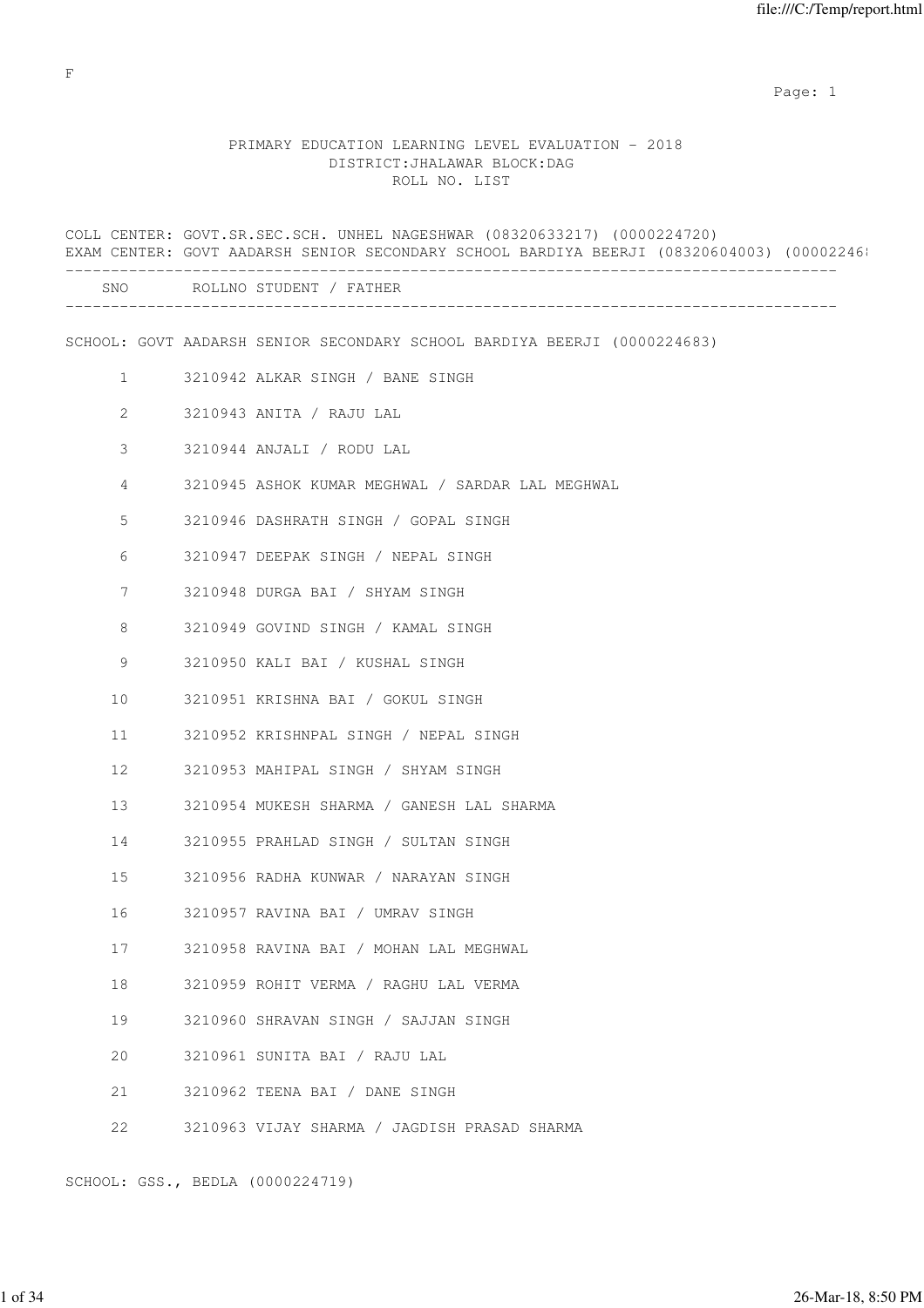F

# PRIMARY EDUCATION LEARNING LEVEL EVALUATION - 2018

## DISTRICT:JHALAWAR BLOCK:DAG

## ROLL NO. LIST

COLL CENTER: GOVT.SR.SEC.SCH. UNHEL NAGESHWAR (08320633217) (0000224720)
EXAM CENTER: GOVT AADARSH SENIOR SECONDARY SCHOOL BARDIYA BEERJI (08320604003) (00002246

SCHOOL: GOVT AADARSH SENIOR SECONDARY SCHOOL BARDIYA BEERJI (0000224683)

| SNO | ROLLNO | STUDENT / FATHER |
| --- | --- | --- |
| 1 | 3210942 | ALKAR SINGH / BANE SINGH |
| 2 | 3210943 | ANITA / RAJU LAL |
| 3 | 3210944 | ANJALI / RODU LAL |
| 4 | 3210945 | ASHOK KUMAR MEGHWAL / SARDAR LAL MEGHWAL |
| 5 | 3210946 | DASHRATH SINGH / GOPAL SINGH |
| 6 | 3210947 | DEEPAK SINGH / NEPAL SINGH |
| 7 | 3210948 | DURGA BAI / SHYAM SINGH |
| 8 | 3210949 | GOVIND SINGH / KAMAL SINGH |
| 9 | 3210950 | KALI BAI / KUSHAL SINGH |
| 10 | 3210951 | KRISHNA BAI / GOKUL SINGH |
| 11 | 3210952 | KRISHNPAL SINGH / NEPAL SINGH |
| 12 | 3210953 | MAHIPAL SINGH / SHYAM SINGH |
| 13 | 3210954 | MUKESH SHARMA / GANESH LAL SHARMA |
| 14 | 3210955 | PRAHLAD SINGH / SULTAN SINGH |
| 15 | 3210956 | RADHA KUNWAR / NARAYAN SINGH |
| 16 | 3210957 | RAVINA BAI / UMRAV SINGH |
| 17 | 3210958 | RAVINA BAI / MOHAN LAL MEGHWAL |
| 18 | 3210959 | ROHIT VERMA / RAGHU LAL VERMA |
| 19 | 3210960 | SHRAVAN SINGH / SAJJAN SINGH |
| 20 | 3210961 | SUNITA BAI / RAJU LAL |
| 21 | 3210962 | TEENA BAI / DANE SINGH |
| 22 | 3210963 | VIJAY SHARMA / JAGDISH PRASAD SHARMA |

SCHOOL: GSS., BEDLA (0000224719)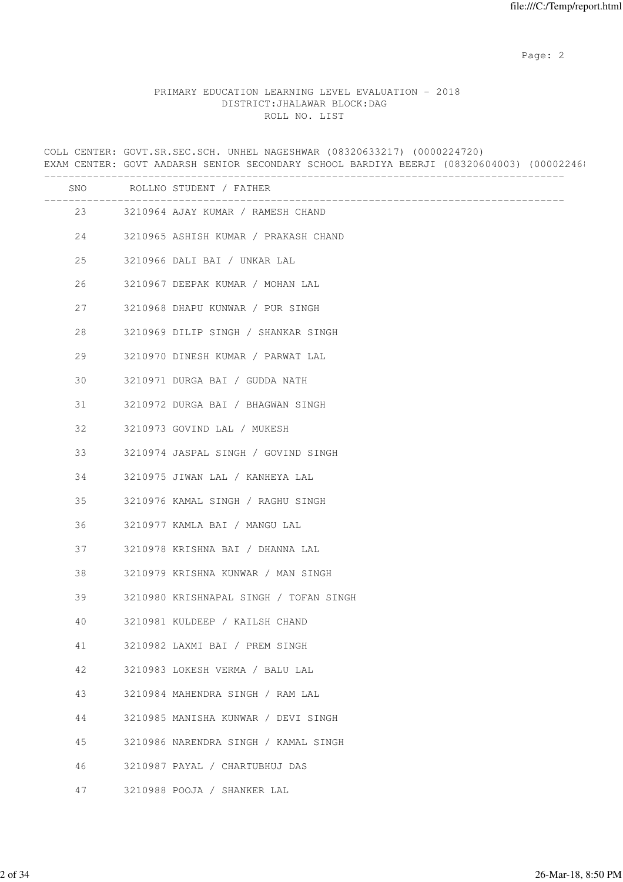PRIMARY EDUCATION LEARNING LEVEL EVALUATION - 2018
DISTRICT:JHALAWAR BLOCK:DAG
ROLL NO. LIST

COLL CENTER: GOVT.SR.SEC.SCH. UNHEL NAGESHWAR (08320633217) (0000224720)
EXAM CENTER: GOVT AADARSH SENIOR SECONDARY SCHOOL BARDIYA BEERJI (08320604003) (00002246

| SNO | ROLLNO | STUDENT / FATHER |
|---|---|---|
| 23 | 3210964 | AJAY KUMAR / RAMESH CHAND |
| 24 | 3210965 | ASHISH KUMAR / PRAKASH CHAND |
| 25 | 3210966 | DALI BAI / UNKAR LAL |
| 26 | 3210967 | DEEPAK KUMAR / MOHAN LAL |
| 27 | 3210968 | DHAPU KUNWAR / PUR SINGH |
| 28 | 3210969 | DILIP SINGH / SHANKAR SINGH |
| 29 | 3210970 | DINESH KUMAR / PARWAT LAL |
| 30 | 3210971 | DURGA BAI / GUDDA NATH |
| 31 | 3210972 | DURGA BAI / BHAGWAN SINGH |
| 32 | 3210973 | GOVIND LAL / MUKESH |
| 33 | 3210974 | JASPAL SINGH / GOVIND SINGH |
| 34 | 3210975 | JIWAN LAL / KANHEYA LAL |
| 35 | 3210976 | KAMAL SINGH / RAGHU SINGH |
| 36 | 3210977 | KAMLA BAI / MANGU LAL |
| 37 | 3210978 | KRISHNA BAI / DHANNA LAL |
| 38 | 3210979 | KRISHNA KUNWAR / MAN SINGH |
| 39 | 3210980 | KRISHNAPAL SINGH / TOFAN SINGH |
| 40 | 3210981 | KULDEEP / KAILSH CHAND |
| 41 | 3210982 | LAXMI BAI / PREM SINGH |
| 42 | 3210983 | LOKESH VERMA / BALU LAL |
| 43 | 3210984 | MAHENDRA SINGH / RAM LAL |
| 44 | 3210985 | MANISHA KUNWAR / DEVI SINGH |
| 45 | 3210986 | NARENDRA SINGH / KAMAL SINGH |
| 46 | 3210987 | PAYAL / CHARTUBHUJ DAS |
| 47 | 3210988 | POOJA / SHANKER LAL |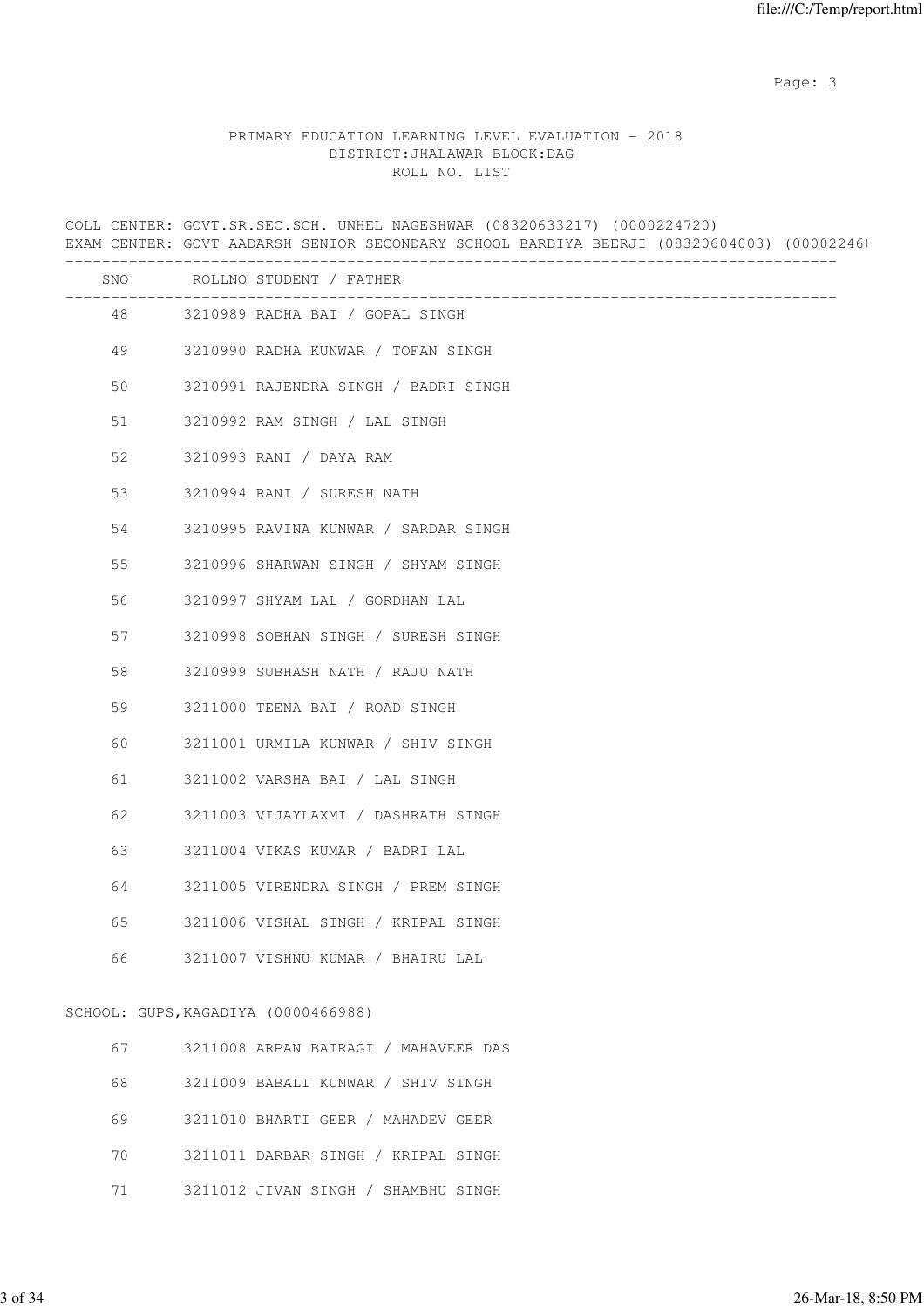PRIMARY EDUCATION LEARNING LEVEL EVALUATION - 2018
DISTRICT:JHALAWAR BLOCK:DAG
ROLL NO. LIST

COLL CENTER: GOVT.SR.SEC.SCH. UNHEL NAGESHWAR (08320633217) (0000224720)
EXAM CENTER: GOVT AADARSH SENIOR SECONDARY SCHOOL BARDIYA BEERJI (08320604003) (00002246

| SNO | ROLLNO | STUDENT / FATHER |
|---|---|---|
| 48 | 3210989 | RADHA BAI / GOPAL SINGH |
| 49 | 3210990 | RADHA KUNWAR / TOFAN SINGH |
| 50 | 3210991 | RAJENDRA SINGH / BADRI SINGH |
| 51 | 3210992 | RAM SINGH / LAL SINGH |
| 52 | 3210993 | RANI / DAYA RAM |
| 53 | 3210994 | RANI / SURESH NATH |
| 54 | 3210995 | RAVINA KUNWAR / SARDAR SINGH |
| 55 | 3210996 | SHARWAN SINGH / SHYAM SINGH |
| 56 | 3210997 | SHYAM LAL / GORDHAN LAL |
| 57 | 3210998 | SOBHAN SINGH / SURESH SINGH |
| 58 | 3210999 | SUBHASH NATH / RAJU NATH |
| 59 | 3211000 | TEENA BAI / ROAD SINGH |
| 60 | 3211001 | URMILA KUNWAR / SHIV SINGH |
| 61 | 3211002 | VARSHA BAI / LAL SINGH |
| 62 | 3211003 | VIJAYLAXMI / DASHRATH SINGH |
| 63 | 3211004 | VIKAS KUMAR / BADRI LAL |
| 64 | 3211005 | VIRENDRA SINGH / PREM SINGH |
| 65 | 3211006 | VISHAL SINGH / KRIPAL SINGH |
| 66 | 3211007 | VISHNU KUMAR / BHAIRU LAL |

SCHOOL: GUPS,KAGADIYA (0000466988)

| SNO | ROLLNO | STUDENT / FATHER |
|---|---|---|
| 67 | 3211008 | ARPAN BAIRAGI / MAHAVEER DAS |
| 68 | 3211009 | BABALI KUNWAR / SHIV SINGH |
| 69 | 3211010 | BHARTI GEER / MAHADEV GEER |
| 70 | 3211011 | DARBAR SINGH / KRIPAL SINGH |
| 71 | 3211012 | JIVAN SINGH / SHAMBHU SINGH |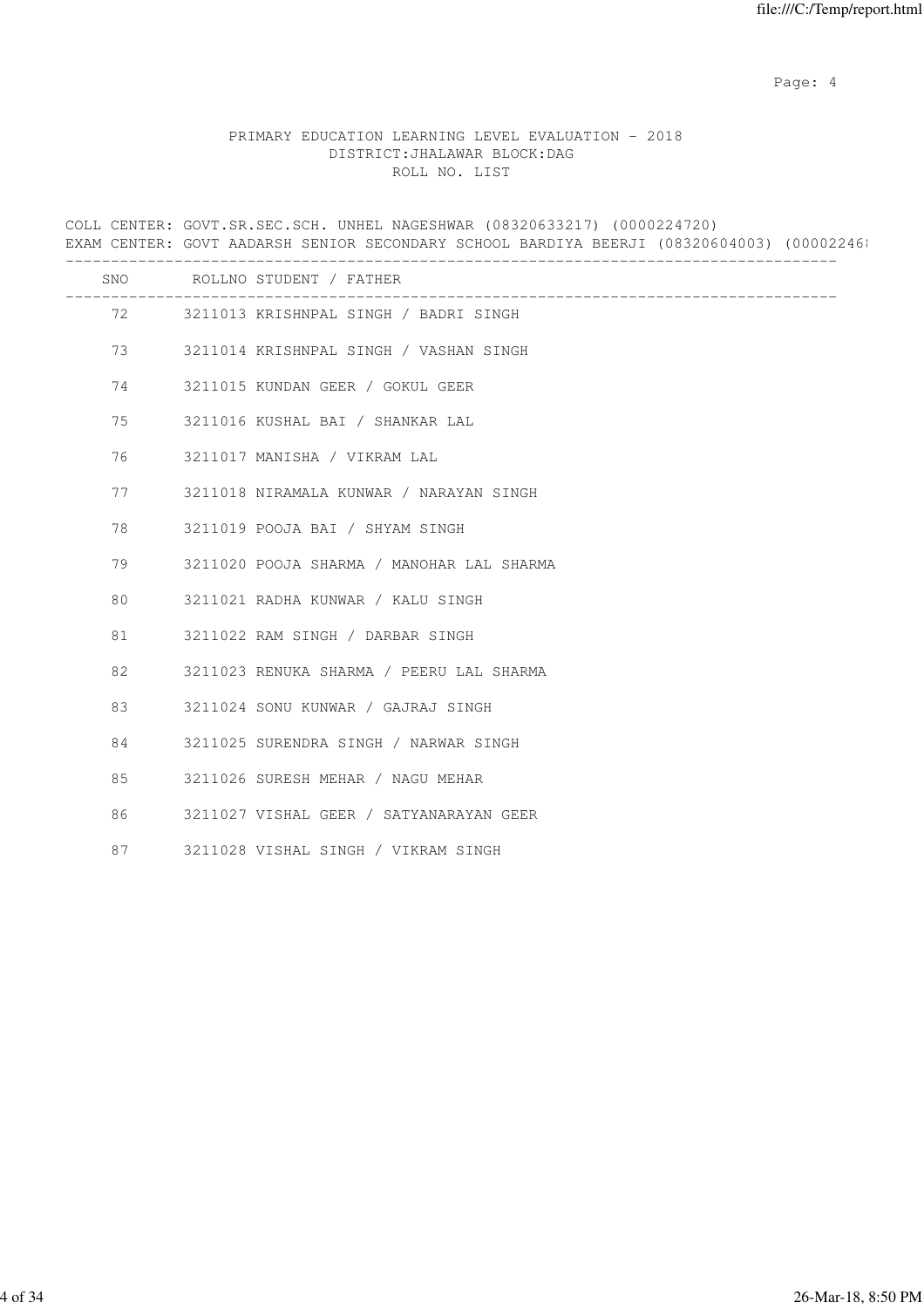PRIMARY EDUCATION LEARNING LEVEL EVALUATION - 2018
DISTRICT:JHALAWAR BLOCK:DAG
ROLL NO. LIST

COLL CENTER: GOVT.SR.SEC.SCH. UNHEL NAGESHWAR (08320633217) (0000224720)
EXAM CENTER: GOVT AADARSH SENIOR SECONDARY SCHOOL BARDIYA BEERJI (08320604003) (00002246

| SNO | ROLLNO | STUDENT / FATHER |
|---|---|---|
| 72 | 3211013 | KRISHNPAL SINGH / BADRI SINGH |
| 73 | 3211014 | KRISHNPAL SINGH / VASHAN SINGH |
| 74 | 3211015 | KUNDAN GEER / GOKUL GEER |
| 75 | 3211016 | KUSHAL BAI / SHANKAR LAL |
| 76 | 3211017 | MANISHA / VIKRAM LAL |
| 77 | 3211018 | NIRAMALA KUNWAR / NARAYAN SINGH |
| 78 | 3211019 | POOJA BAI / SHYAM SINGH |
| 79 | 3211020 | POOJA SHARMA / MANOHAR LAL SHARMA |
| 80 | 3211021 | RADHA KUNWAR / KALU SINGH |
| 81 | 3211022 | RAM SINGH / DARBAR SINGH |
| 82 | 3211023 | RENUKA SHARMA / PEERU LAL SHARMA |
| 83 | 3211024 | SONU KUNWAR / GAJRAJ SINGH |
| 84 | 3211025 | SURENDRA SINGH / NARWAR SINGH |
| 85 | 3211026 | SURESH MEHAR / NAGU MEHAR |
| 86 | 3211027 | VISHAL GEER / SATYANARAYAN GEER |
| 87 | 3211028 | VISHAL SINGH / VIKRAM SINGH |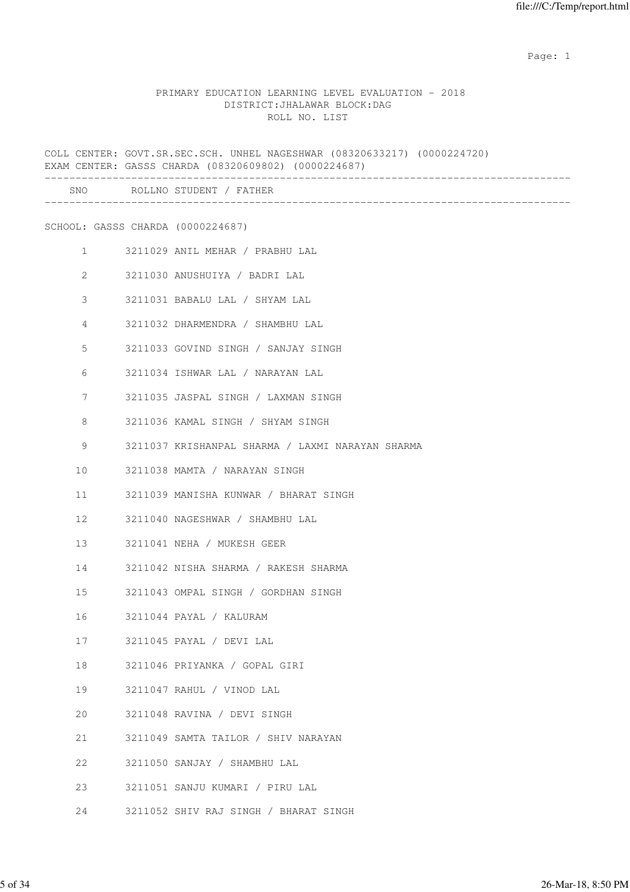PRIMARY EDUCATION LEARNING LEVEL EVALUATION - 2018
DISTRICT:JHALAWAR BLOCK:DAG
ROLL NO. LIST

COLL CENTER: GOVT.SR.SEC.SCH. UNHEL NAGESHWAR (08320633217) (0000224720)
EXAM CENTER: GASSS CHARDA (08320609802) (0000224687)

| SNO | ROLLNO | STUDENT / FATHER |
|---|---|---|

SCHOOL: GASSS CHARDA (0000224687)

| SNO | ROLLNO | STUDENT / FATHER |
|---|---|---|
| 1 | 3211029 | ANIL MEHAR / PRABHU LAL |
| 2 | 3211030 | ANUSHUIYA / BADRI LAL |
| 3 | 3211031 | BABALU LAL / SHYAM LAL |
| 4 | 3211032 | DHARMENDRA / SHAMBHU LAL |
| 5 | 3211033 | GOVIND SINGH / SANJAY SINGH |
| 6 | 3211034 | ISHWAR LAL / NARAYAN LAL |
| 7 | 3211035 | JASPAL SINGH / LAXMAN SINGH |
| 8 | 3211036 | KAMAL SINGH / SHYAM SINGH |
| 9 | 3211037 | KRISHANPAL SHARMA / LAXMI NARAYAN SHARMA |
| 10 | 3211038 | MAMTA / NARAYAN SINGH |
| 11 | 3211039 | MANISHA KUNWAR / BHARAT SINGH |
| 12 | 3211040 | NAGESHWAR / SHAMBHU LAL |
| 13 | 3211041 | NEHA / MUKESH GEER |
| 14 | 3211042 | NISHA SHARMA / RAKESH SHARMA |
| 15 | 3211043 | OMPAL SINGH / GORDHAN SINGH |
| 16 | 3211044 | PAYAL / KALURAM |
| 17 | 3211045 | PAYAL / DEVI LAL |
| 18 | 3211046 | PRIYANKA / GOPAL GIRI |
| 19 | 3211047 | RAHUL / VINOD LAL |
| 20 | 3211048 | RAVINA / DEVI SINGH |
| 21 | 3211049 | SAMTA TAILOR / SHIV NARAYAN |
| 22 | 3211050 | SANJAY / SHAMBHU LAL |
| 23 | 3211051 | SANJU KUMARI / PIRU LAL |
| 24 | 3211052 | SHIV RAJ SINGH / BHARAT SINGH |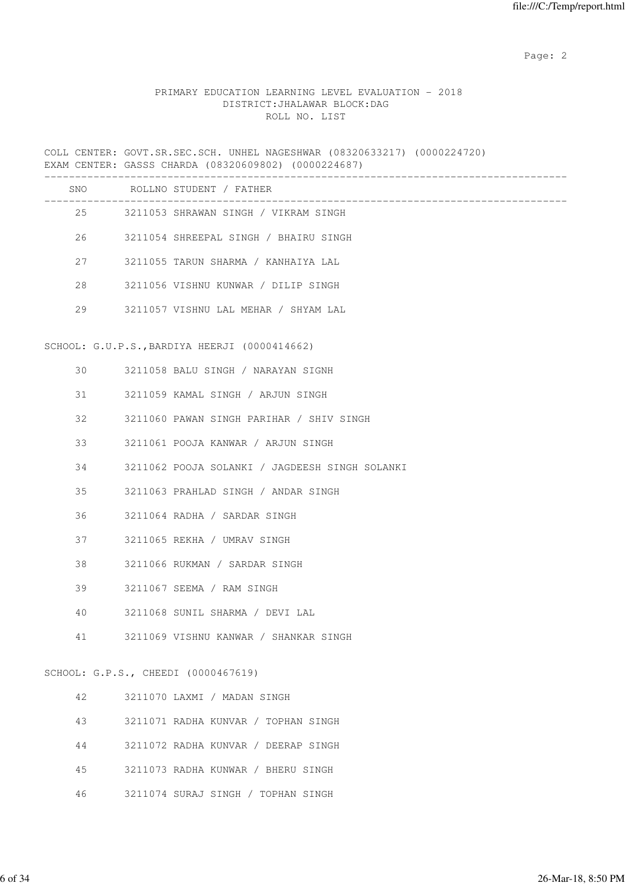PRIMARY EDUCATION LEARNING LEVEL EVALUATION - 2018
DISTRICT:JHALAWAR BLOCK:DAG
ROLL NO. LIST

COLL CENTER: GOVT.SR.SEC.SCH. UNHEL NAGESHWAR (08320633217) (0000224720)
EXAM CENTER: GASSS CHARDA (08320609802) (0000224687)

| SNO | ROLLNO | STUDENT / FATHER |
|---|---|---|
| 25 | 3211053 | SHRAWAN SINGH / VIKRAM SINGH |
| 26 | 3211054 | SHREEPAL SINGH / BHAIRU SINGH |
| 27 | 3211055 | TARUN SHARMA / KANHAIYA LAL |
| 28 | 3211056 | VISHNU KUNWAR / DILIP SINGH |
| 29 | 3211057 | VISHNU LAL MEHAR / SHYAM LAL |

SCHOOL: G.U.P.S.,BARDIYA HEERJI (0000414662)

| SNO | ROLLNO | STUDENT / FATHER |
|---|---|---|
| 30 | 3211058 | BALU SINGH / NARAYAN SIGNH |
| 31 | 3211059 | KAMAL SINGH / ARJUN SINGH |
| 32 | 3211060 | PAWAN SINGH PARIHAR / SHIV SINGH |
| 33 | 3211061 | POOJA KANWAR / ARJUN SINGH |
| 34 | 3211062 | POOJA SOLANKI / JAGDEESH SINGH SOLANKI |
| 35 | 3211063 | PRAHLAD SINGH / ANDAR SINGH |
| 36 | 3211064 | RADHA / SARDAR SINGH |
| 37 | 3211065 | REKHA / UMRAV SINGH |
| 38 | 3211066 | RUKMAN / SARDAR SINGH |
| 39 | 3211067 | SEEMA / RAM SINGH |
| 40 | 3211068 | SUNIL SHARMA / DEVI LAL |
| 41 | 3211069 | VISHNU KANWAR / SHANKAR SINGH |

SCHOOL: G.P.S., CHEEDI (0000467619)

| SNO | ROLLNO | STUDENT / FATHER |
|---|---|---|
| 42 | 3211070 | LAXMI / MADAN SINGH |
| 43 | 3211071 | RADHA KUNVAR / TOPHAN SINGH |
| 44 | 3211072 | RADHA KUNVAR / DEERAP SINGH |
| 45 | 3211073 | RADHA KUNWAR / BHERU SINGH |
| 46 | 3211074 | SURAJ SINGH / TOPHAN SINGH |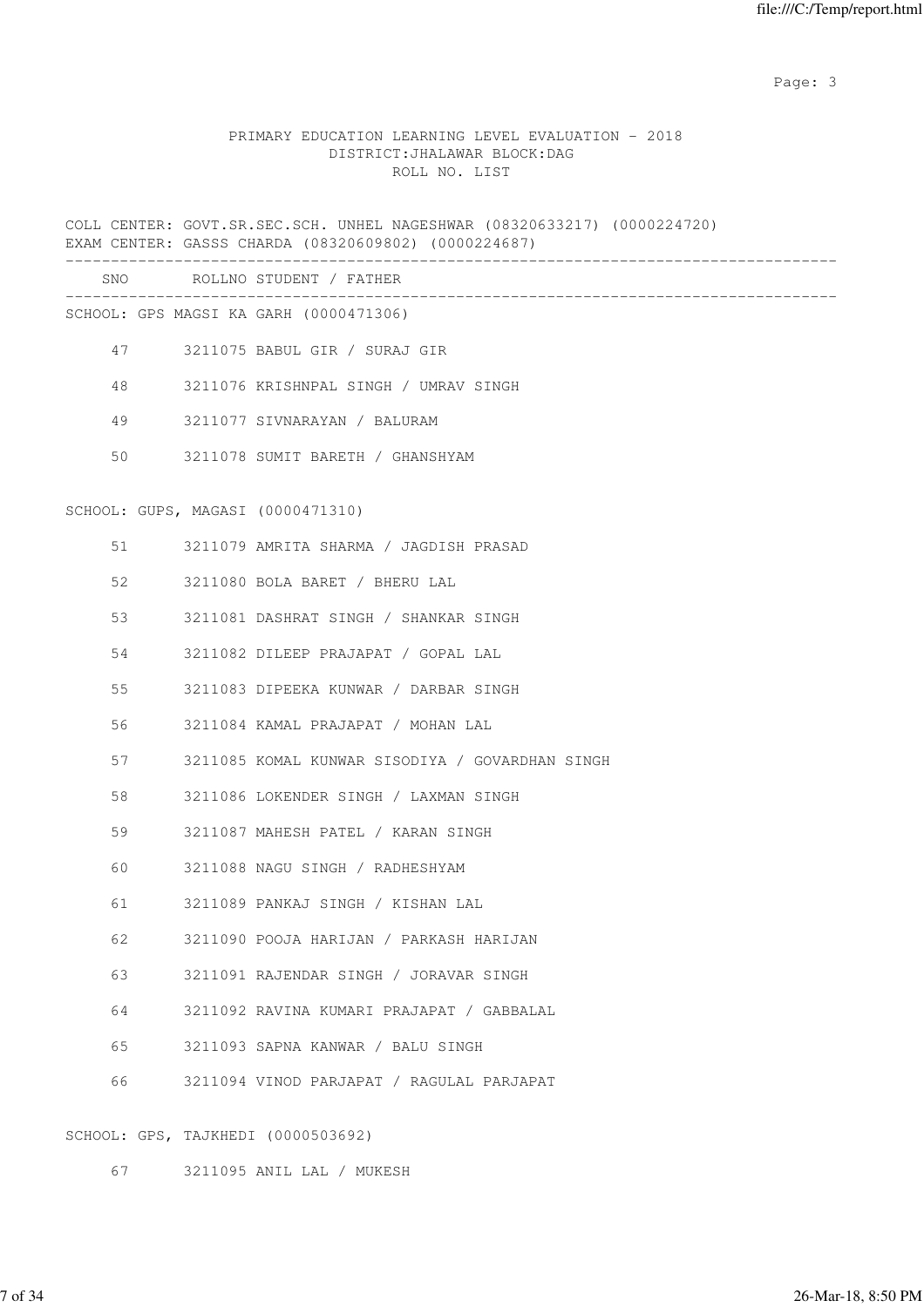PRIMARY EDUCATION LEARNING LEVEL EVALUATION - 2018
DISTRICT:JHALAWAR BLOCK:DAG
ROLL NO. LIST

COLL CENTER: GOVT.SR.SEC.SCH. UNHEL NAGESHWAR (08320633217) (0000224720)
EXAM CENTER: GASSS CHARDA (08320609802) (0000224687)

| SNO | ROLLNO | STUDENT / FATHER |
|---|---|---|
| **SCHOOL: GPS MAGSI KA GARH (0000471306)** | | |
| 47 | 3211075 | BABUL GIR / SURAJ GIR |
| 48 | 3211076 | KRISHNPAL SINGH / UMRAV SINGH |
| 49 | 3211077 | SIVNARAYAN / BALURAM |
| 50 | 3211078 | SUMIT BARETH / GHANSHYAM |
| **SCHOOL: GUPS, MAGASI (0000471310)** | | |
| 51 | 3211079 | AMRITA SHARMA / JAGDISH PRASAD |
| 52 | 3211080 | BOLA BARET / BHERU LAL |
| 53 | 3211081 | DASHRAT SINGH / SHANKAR SINGH |
| 54 | 3211082 | DILEEP PRAJAPAT / GOPAL LAL |
| 55 | 3211083 | DIPEEKA KUNWAR / DARBAR SINGH |
| 56 | 3211084 | KAMAL PRAJAPAT / MOHAN LAL |
| 57 | 3211085 | KOMAL KUNWAR SISODIYA / GOVARDHAN SINGH |
| 58 | 3211086 | LOKENDER SINGH / LAXMAN SINGH |
| 59 | 3211087 | MAHESH PATEL / KARAN SINGH |
| 60 | 3211088 | NAGU SINGH / RADHESHYAM |
| 61 | 3211089 | PANKAJ SINGH / KISHAN LAL |
| 62 | 3211090 | POOJA HARIJAN / PARKASH HARIJAN |
| 63 | 3211091 | RAJENDAR SINGH / JORAVAR SINGH |
| 64 | 3211092 | RAVINA KUMARI PRAJAPAT / GABBALAL |
| 65 | 3211093 | SAPNA KANWAR / BALU SINGH |
| 66 | 3211094 | VINOD PARJAPAT / RAGULAL PARJAPAT |
| **SCHOOL: GPS, TAJKHEDI (0000503692)** | | |
| 67 | 3211095 | ANIL LAL / MUKESH |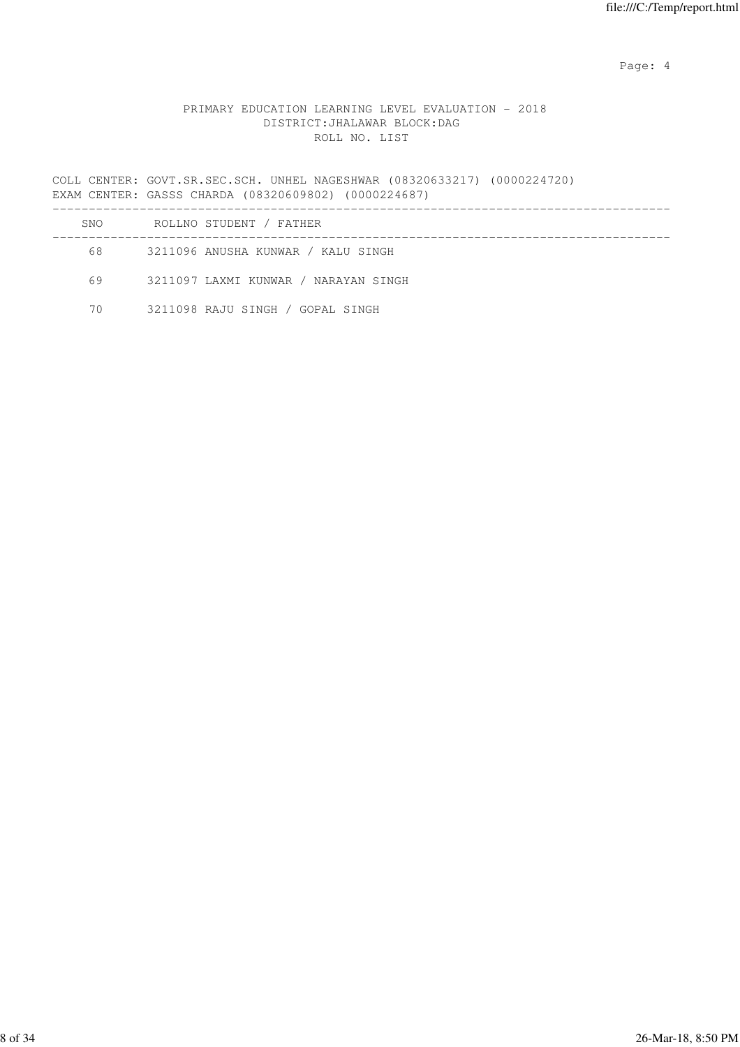# PRIMARY EDUCATION LEARNING LEVEL EVALUATION - 2018

DISTRICT:JHALAWAR BLOCK:DAG

ROLL NO. LIST

COLL CENTER: GOVT.SR.SEC.SCH. UNHEL NAGESHWAR (08320633217) (0000224720)
EXAM CENTER: GASSS CHARDA (08320609802) (0000224687)

| SNO | ROLLNO | STUDENT / FATHER |
|---|---|---|
| 68 | 3211096 | ANUSHA KUNWAR / KALU SINGH |
| 69 | 3211097 | LAXMI KUNWAR / NARAYAN SINGH |
| 70 | 3211098 | RAJU SINGH / GOPAL SINGH |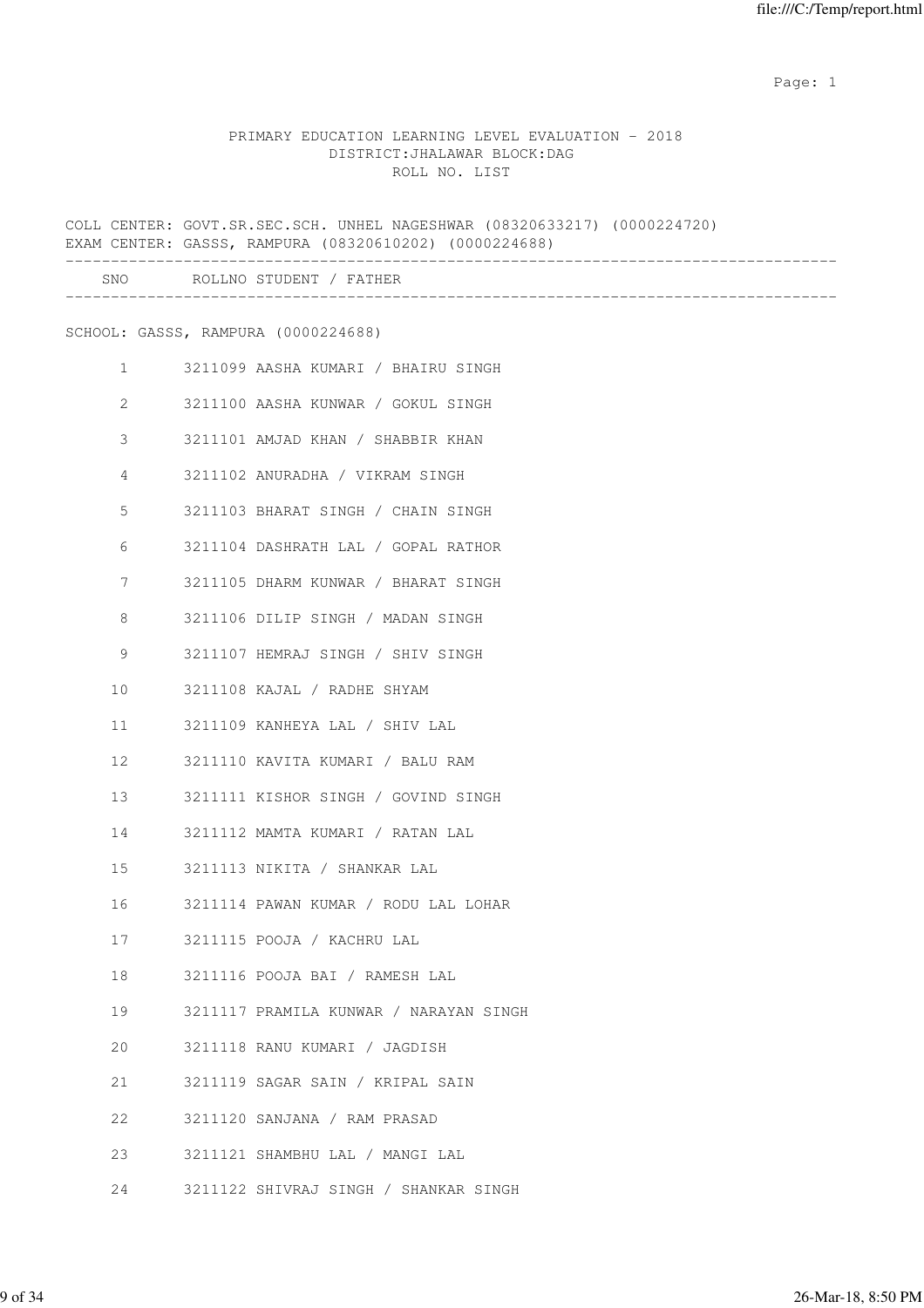PRIMARY EDUCATION LEARNING LEVEL EVALUATION - 2018
DISTRICT:JHALAWAR BLOCK:DAG
ROLL NO. LIST

COLL CENTER: GOVT.SR.SEC.SCH. UNHEL NAGESHWAR (08320633217) (0000224720)
EXAM CENTER: GASSS, RAMPURA (08320610202) (0000224688)

SCHOOL: GASSS, RAMPURA (0000224688)

| SNO | ROLLNO | STUDENT / FATHER |
|---|---|---|
| 1 | 3211099 | AASHA KUMARI / BHAIRU SINGH |
| 2 | 3211100 | AASHA KUNWAR / GOKUL SINGH |
| 3 | 3211101 | AMJAD KHAN / SHABBIR KHAN |
| 4 | 3211102 | ANURADHA / VIKRAM SINGH |
| 5 | 3211103 | BHARAT SINGH / CHAIN SINGH |
| 6 | 3211104 | DASHRATH LAL / GOPAL RATHOR |
| 7 | 3211105 | DHARM KUNWAR / BHARAT SINGH |
| 8 | 3211106 | DILIP SINGH / MADAN SINGH |
| 9 | 3211107 | HEMRAJ SINGH / SHIV SINGH |
| 10 | 3211108 | KAJAL / RADHE SHYAM |
| 11 | 3211109 | KANHEYA LAL / SHIV LAL |
| 12 | 3211110 | KAVITA KUMARI / BALU RAM |
| 13 | 3211111 | KISHOR SINGH / GOVIND SINGH |
| 14 | 3211112 | MAMTA KUMARI / RATAN LAL |
| 15 | 3211113 | NIKITA / SHANKAR LAL |
| 16 | 3211114 | PAWAN KUMAR / RODU LAL LOHAR |
| 17 | 3211115 | POOJA / KACHRU LAL |
| 18 | 3211116 | POOJA BAI / RAMESH LAL |
| 19 | 3211117 | PRAMILA KUNWAR / NARAYAN SINGH |
| 20 | 3211118 | RANU KUMARI / JAGDISH |
| 21 | 3211119 | SAGAR SAIN / KRIPAL SAIN |
| 22 | 3211120 | SANJANA / RAM PRASAD |
| 23 | 3211121 | SHAMBHU LAL / MANGI LAL |
| 24 | 3211122 | SHIVRAJ SINGH / SHANKAR SINGH |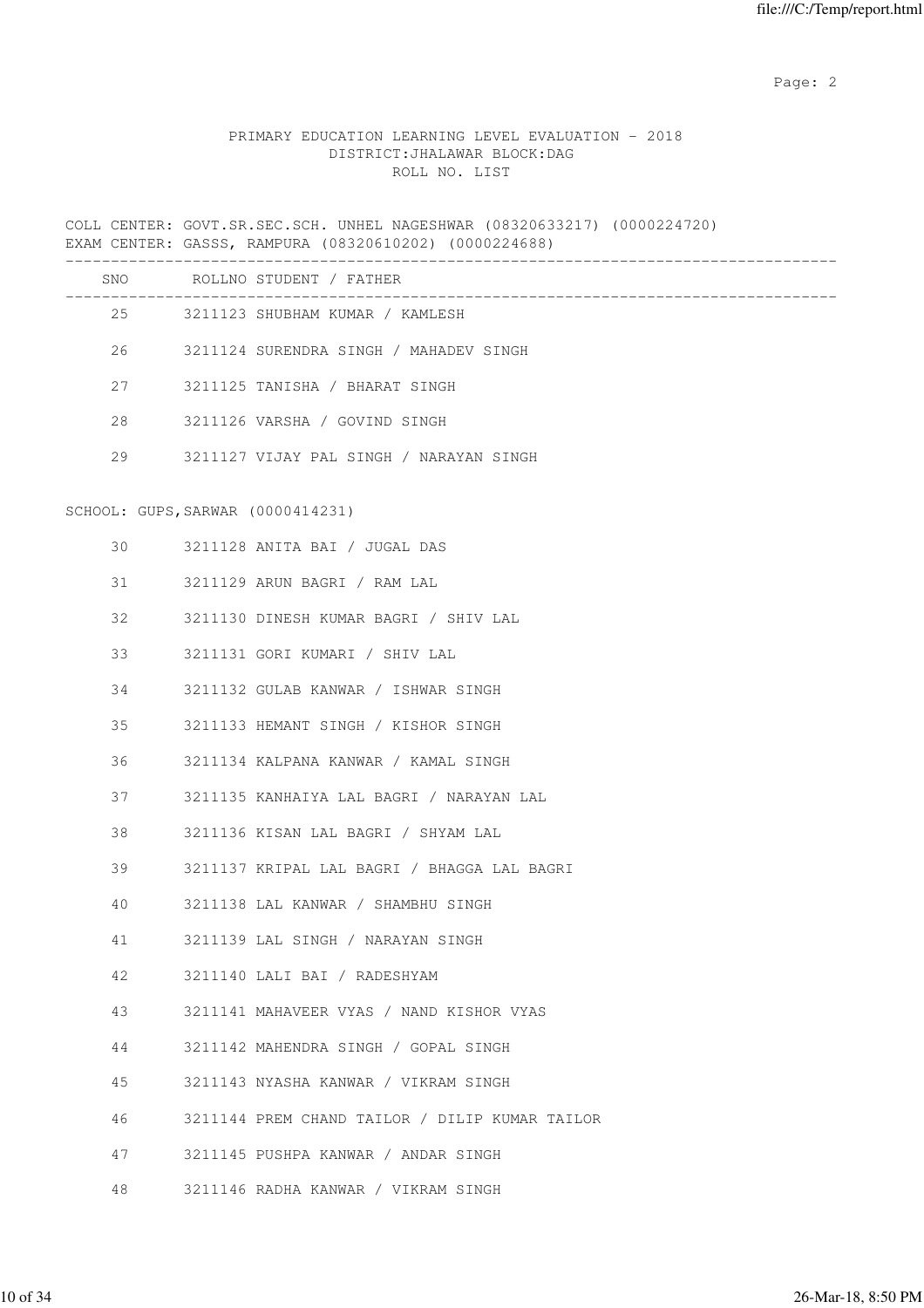PRIMARY EDUCATION LEARNING LEVEL EVALUATION - 2018
DISTRICT:JHALAWAR BLOCK:DAG
ROLL NO. LIST

COLL CENTER: GOVT.SR.SEC.SCH. UNHEL NAGESHWAR (08320633217) (0000224720)
EXAM CENTER: GASSS, RAMPURA (08320610202) (0000224688)

| SNO | ROLLNO | STUDENT / FATHER |
|---|---|---|
| 25 | 3211123 | SHUBHAM KUMAR / KAMLESH |
| 26 | 3211124 | SURENDRA SINGH / MAHADEV SINGH |
| 27 | 3211125 | TANISHA / BHARAT SINGH |
| 28 | 3211126 | VARSHA / GOVIND SINGH |
| 29 | 3211127 | VIJAY PAL SINGH / NARAYAN SINGH |

SCHOOL: GUPS,SARWAR (0000414231)

| SNO | ROLLNO | STUDENT / FATHER |
|---|---|---|
| 30 | 3211128 | ANITA BAI / JUGAL DAS |
| 31 | 3211129 | ARUN BAGRI / RAM LAL |
| 32 | 3211130 | DINESH KUMAR BAGRI / SHIV LAL |
| 33 | 3211131 | GORI KUMARI / SHIV LAL |
| 34 | 3211132 | GULAB KANWAR / ISHWAR SINGH |
| 35 | 3211133 | HEMANT SINGH / KISHOR SINGH |
| 36 | 3211134 | KALPANA KANWAR / KAMAL SINGH |
| 37 | 3211135 | KANHAIYA LAL BAGRI / NARAYAN LAL |
| 38 | 3211136 | KISAN LAL BAGRI / SHYAM LAL |
| 39 | 3211137 | KRIPAL LAL BAGRI / BHAGGA LAL BAGRI |
| 40 | 3211138 | LAL KANWAR / SHAMBHU SINGH |
| 41 | 3211139 | LAL SINGH / NARAYAN SINGH |
| 42 | 3211140 | LALI BAI / RADESHYAM |
| 43 | 3211141 | MAHAVEER VYAS / NAND KISHOR VYAS |
| 44 | 3211142 | MAHENDRA SINGH / GOPAL SINGH |
| 45 | 3211143 | NYASHA KANWAR / VIKRAM SINGH |
| 46 | 3211144 | PREM CHAND TAILOR / DILIP KUMAR TAILOR |
| 47 | 3211145 | PUSHPA KANWAR / ANDAR SINGH |
| 48 | 3211146 | RADHA KANWAR / VIKRAM SINGH |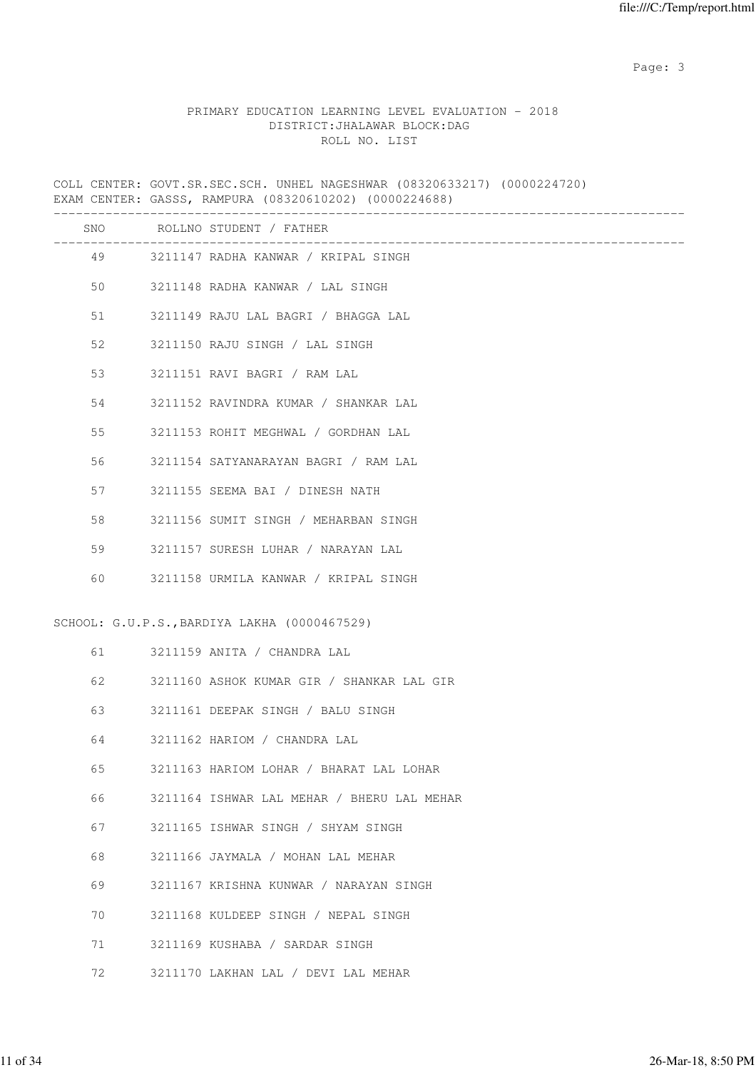PRIMARY EDUCATION LEARNING LEVEL EVALUATION - 2018
DISTRICT:JHALAWAR BLOCK:DAG
ROLL NO. LIST

COLL CENTER: GOVT.SR.SEC.SCH. UNHEL NAGESHWAR (08320633217) (0000224720)
EXAM CENTER: GASSS, RAMPURA (08320610202) (0000224688)

| SNO | ROLLNO | STUDENT / FATHER |
|---|---|---|
| 49 | 3211147 | RADHA KANWAR / KRIPAL SINGH |
| 50 | 3211148 | RADHA KANWAR / LAL SINGH |
| 51 | 3211149 | RAJU LAL BAGRI / BHAGGA LAL |
| 52 | 3211150 | RAJU SINGH / LAL SINGH |
| 53 | 3211151 | RAVI BAGRI / RAM LAL |
| 54 | 3211152 | RAVINDRA KUMAR / SHANKAR LAL |
| 55 | 3211153 | ROHIT MEGHWAL / GORDHAN LAL |
| 56 | 3211154 | SATYANARAYAN BAGRI / RAM LAL |
| 57 | 3211155 | SEEMA BAI / DINESH NATH |
| 58 | 3211156 | SUMIT SINGH / MEHARBAN SINGH |
| 59 | 3211157 | SURESH LUHAR / NARAYAN LAL |
| 60 | 3211158 | URMILA KANWAR / KRIPAL SINGH |

SCHOOL: G.U.P.S.,BARDIYA LAKHA (0000467529)

| SNO | ROLLNO | STUDENT / FATHER |
|---|---|---|
| 61 | 3211159 | ANITA / CHANDRA LAL |
| 62 | 3211160 | ASHOK KUMAR GIR / SHANKAR LAL GIR |
| 63 | 3211161 | DEEPAK SINGH / BALU SINGH |
| 64 | 3211162 | HARIOM / CHANDRA LAL |
| 65 | 3211163 | HARIOM LOHAR / BHARAT LAL LOHAR |
| 66 | 3211164 | ISHWAR LAL MEHAR / BHERU LAL MEHAR |
| 67 | 3211165 | ISHWAR SINGH / SHYAM SINGH |
| 68 | 3211166 | JAYMALA / MOHAN LAL MEHAR |
| 69 | 3211167 | KRISHNA KUNWAR / NARAYAN SINGH |
| 70 | 3211168 | KULDEEP SINGH / NEPAL SINGH |
| 71 | 3211169 | KUSHABA / SARDAR SINGH |
| 72 | 3211170 | LAKHAN LAL / DEVI LAL MEHAR |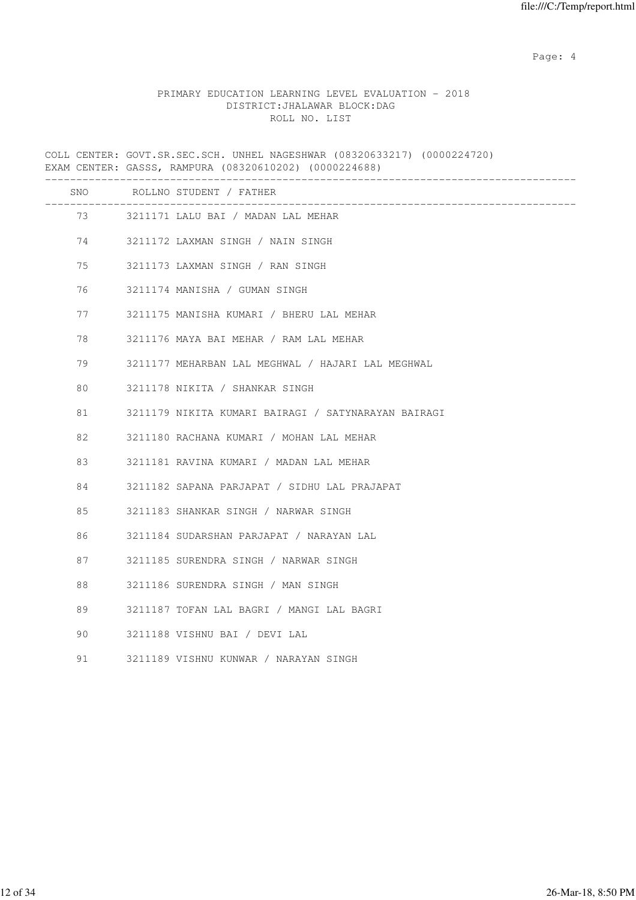PRIMARY EDUCATION LEARNING LEVEL EVALUATION - 2018
DISTRICT:JHALAWAR BLOCK:DAG
ROLL NO. LIST

COLL CENTER: GOVT.SR.SEC.SCH. UNHEL NAGESHWAR (08320633217) (0000224720)
EXAM CENTER: GASSS, RAMPURA (08320610202) (0000224688)

| SNO | ROLLNO | STUDENT / FATHER |
|---|---|---|
| 73 | 3211171 | LALU BAI / MADAN LAL MEHAR |
| 74 | 3211172 | LAXMAN SINGH / NAIN SINGH |
| 75 | 3211173 | LAXMAN SINGH / RAN SINGH |
| 76 | 3211174 | MANISHA / GUMAN SINGH |
| 77 | 3211175 | MANISHA KUMARI / BHERU LAL MEHAR |
| 78 | 3211176 | MAYA BAI MEHAR / RAM LAL MEHAR |
| 79 | 3211177 | MEHARBAN LAL MEGHWAL / HAJARI LAL MEGHWAL |
| 80 | 3211178 | NIKITA / SHANKAR SINGH |
| 81 | 3211179 | NIKITA KUMARI BAIRAGI / SATYNARAYAN BAIRAGI |
| 82 | 3211180 | RACHANA KUMARI / MOHAN LAL MEHAR |
| 83 | 3211181 | RAVINA KUMARI / MADAN LAL MEHAR |
| 84 | 3211182 | SAPANA PARJAPAT / SIDHU LAL PRAJAPAT |
| 85 | 3211183 | SHANKAR SINGH / NARWAR SINGH |
| 86 | 3211184 | SUDARSHAN PARJAPAT / NARAYAN LAL |
| 87 | 3211185 | SURENDRA SINGH / NARWAR SINGH |
| 88 | 3211186 | SURENDRA SINGH / MAN SINGH |
| 89 | 3211187 | TOFAN LAL BAGRI / MANGI LAL BAGRI |
| 90 | 3211188 | VISHNU BAI / DEVI LAL |
| 91 | 3211189 | VISHNU KUNWAR / NARAYAN SINGH |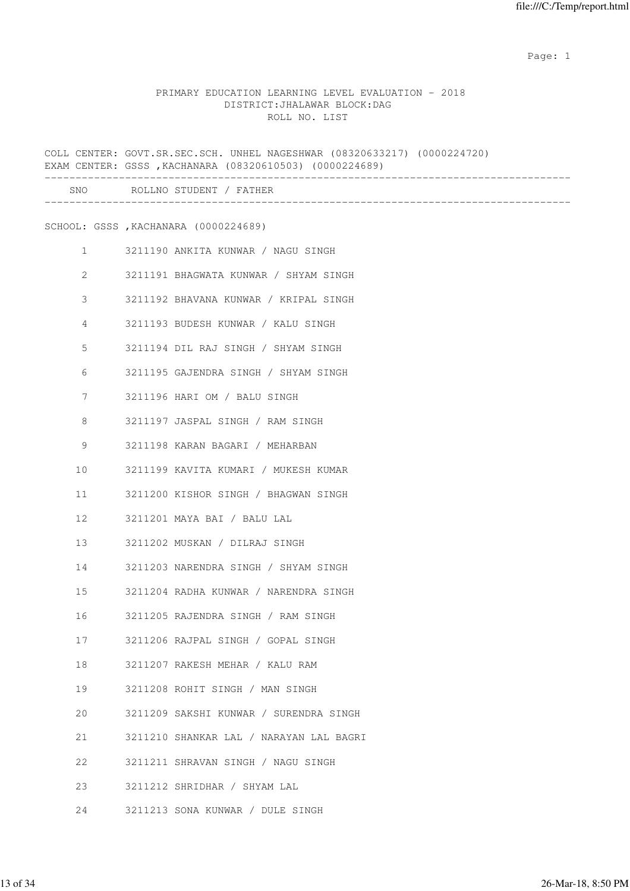PRIMARY EDUCATION LEARNING LEVEL EVALUATION - 2018
DISTRICT:JHALAWAR BLOCK:DAG
ROLL NO. LIST

COLL CENTER: GOVT.SR.SEC.SCH. UNHEL NAGESHWAR (08320633217) (0000224720)
EXAM CENTER: GSSS ,KACHANARA (08320610503) (0000224689)

SCHOOL: GSSS ,KACHANARA (0000224689)

| SNO | ROLLNO | STUDENT / FATHER |
|---|---|---|
| 1 | 3211190 | ANKITA KUNWAR / NAGU SINGH |
| 2 | 3211191 | BHAGWATA KUNWAR / SHYAM SINGH |
| 3 | 3211192 | BHAVANA KUNWAR / KRIPAL SINGH |
| 4 | 3211193 | BUDESH KUNWAR / KALU SINGH |
| 5 | 3211194 | DIL RAJ SINGH / SHYAM SINGH |
| 6 | 3211195 | GAJENDRA SINGH / SHYAM SINGH |
| 7 | 3211196 | HARI OM / BALU SINGH |
| 8 | 3211197 | JASPAL SINGH / RAM SINGH |
| 9 | 3211198 | KARAN BAGARI / MEHARBAN |
| 10 | 3211199 | KAVITA KUMARI / MUKESH KUMAR |
| 11 | 3211200 | KISHOR SINGH / BHAGWAN SINGH |
| 12 | 3211201 | MAYA BAI / BALU LAL |
| 13 | 3211202 | MUSKAN / DILRAJ SINGH |
| 14 | 3211203 | NARENDRA SINGH / SHYAM SINGH |
| 15 | 3211204 | RADHA KUNWAR / NARENDRA SINGH |
| 16 | 3211205 | RAJENDRA SINGH / RAM SINGH |
| 17 | 3211206 | RAJPAL SINGH / GOPAL SINGH |
| 18 | 3211207 | RAKESH MEHAR / KALU RAM |
| 19 | 3211208 | ROHIT SINGH / MAN SINGH |
| 20 | 3211209 | SAKSHI KUNWAR / SURENDRA SINGH |
| 21 | 3211210 | SHANKAR LAL / NARAYAN LAL BAGRI |
| 22 | 3211211 | SHRAVAN SINGH / NAGU SINGH |
| 23 | 3211212 | SHRIDHAR / SHYAM LAL |
| 24 | 3211213 | SONA KUNWAR / DULE SINGH |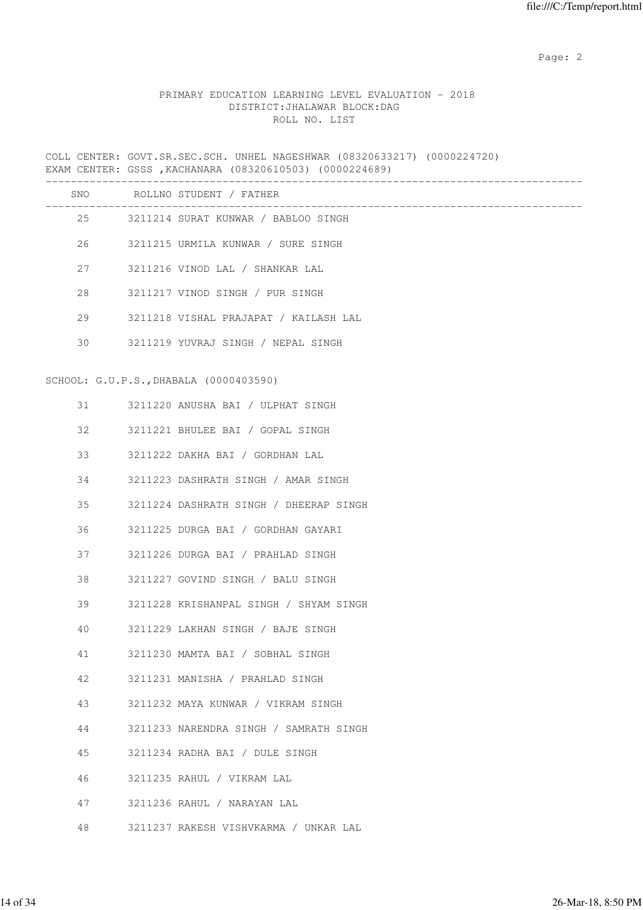PRIMARY EDUCATION LEARNING LEVEL EVALUATION - 2018
DISTRICT:JHALAWAR BLOCK:DAG
ROLL NO. LIST

COLL CENTER: GOVT.SR.SEC.SCH. UNHEL NAGESHWAR (08320633217) (0000224720)
EXAM CENTER: GSSS ,KACHANARA (08320610503) (0000224689)

| SNO | ROLLNO | STUDENT / FATHER |
|---|---|---|
| 25 | 3211214 | SURAT KUNWAR / BABLOO SINGH |
| 26 | 3211215 | URMILA KUNWAR / SURE SINGH |
| 27 | 3211216 | VINOD LAL / SHANKAR LAL |
| 28 | 3211217 | VINOD SINGH / PUR SINGH |
| 29 | 3211218 | VISHAL PRAJAPAT / KAILASH LAL |
| 30 | 3211219 | YUVRAJ SINGH / NEPAL SINGH |

SCHOOL: G.U.P.S.,DHABALA (0000403590)

| SNO | ROLLNO | STUDENT / FATHER |
|---|---|---|
| 31 | 3211220 | ANUSHA BAI / ULPHAT SINGH |
| 32 | 3211221 | BHULEE BAI / GOPAL SINGH |
| 33 | 3211222 | DAKHA BAI / GORDHAN LAL |
| 34 | 3211223 | DASHRATH SINGH / AMAR SINGH |
| 35 | 3211224 | DASHRATH SINGH / DHEERAP SINGH |
| 36 | 3211225 | DURGA BAI / GORDHAN GAYARI |
| 37 | 3211226 | DURGA BAI / PRAHLAD SINGH |
| 38 | 3211227 | GOVIND SINGH / BALU SINGH |
| 39 | 3211228 | KRISHANPAL SINGH / SHYAM SINGH |
| 40 | 3211229 | LAKHAN SINGH / BAJE SINGH |
| 41 | 3211230 | MAMTA BAI / SOBHAL SINGH |
| 42 | 3211231 | MANISHA / PRAHLAD SINGH |
| 43 | 3211232 | MAYA KUNWAR / VIKRAM SINGH |
| 44 | 3211233 | NARENDRA SINGH / SAMRATH SINGH |
| 45 | 3211234 | RADHA BAI / DULE SINGH |
| 46 | 3211235 | RAHUL / VIKRAM LAL |
| 47 | 3211236 | RAHUL / NARAYAN LAL |
| 48 | 3211237 | RAKESH VISHVKARMA / UNKAR LAL |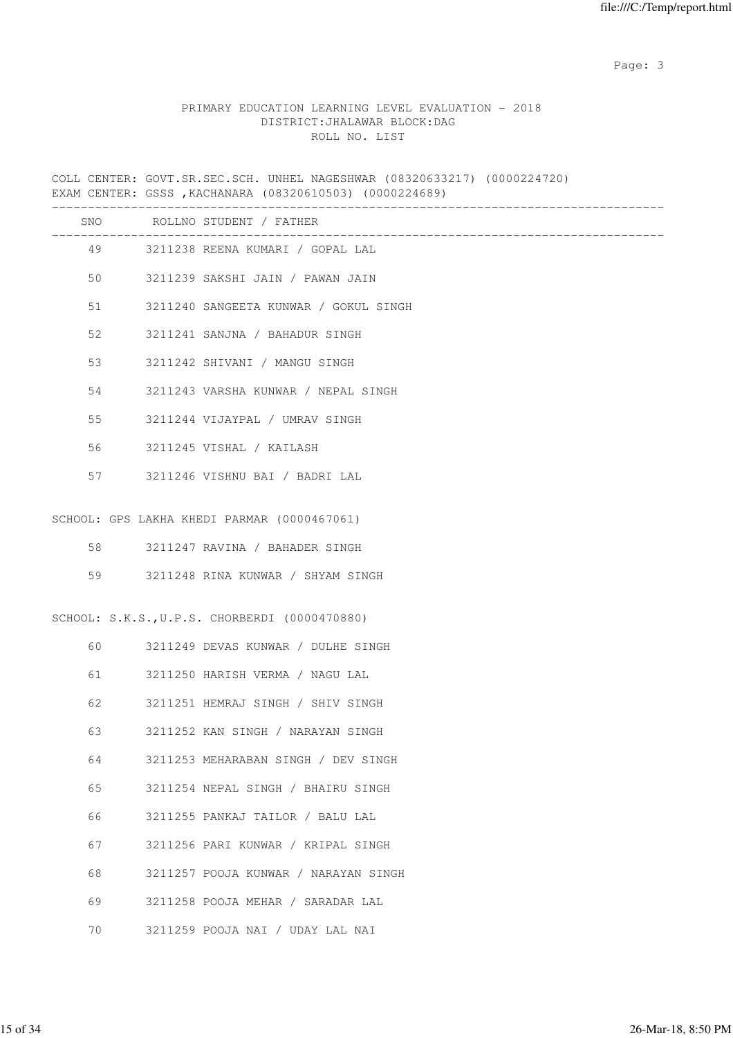PRIMARY EDUCATION LEARNING LEVEL EVALUATION - 2018
DISTRICT:JHALAWAR BLOCK:DAG
ROLL NO. LIST

COLL CENTER: GOVT.SR.SEC.SCH. UNHEL NAGESHWAR (08320633217) (0000224720)
EXAM CENTER: GSSS ,KACHANARA (08320610503) (0000224689)

| SNO | ROLLNO | STUDENT / FATHER |
|---|---|---|
| 49 | 3211238 | REENA KUMARI / GOPAL LAL |
| 50 | 3211239 | SAKSHI JAIN / PAWAN JAIN |
| 51 | 3211240 | SANGEETA KUNWAR / GOKUL SINGH |
| 52 | 3211241 | SANJNA / BAHADUR SINGH |
| 53 | 3211242 | SHIVANI / MANGU SINGH |
| 54 | 3211243 | VARSHA KUNWAR / NEPAL SINGH |
| 55 | 3211244 | VIJAYPAL / UMRAV SINGH |
| 56 | 3211245 | VISHAL / KAILASH |
| 57 | 3211246 | VISHNU BAI / BADRI LAL |

SCHOOL: GPS LAKHA KHEDI PARMAR (0000467061)

| SNO | ROLLNO | STUDENT / FATHER |
|---|---|---|
| 58 | 3211247 | RAVINA / BAHADER SINGH |
| 59 | 3211248 | RINA KUNWAR / SHYAM SINGH |

SCHOOL: S.K.S.,U.P.S. CHORBERDI (0000470880)

| SNO | ROLLNO | STUDENT / FATHER |
|---|---|---|
| 60 | 3211249 | DEVAS KUNWAR / DULHE SINGH |
| 61 | 3211250 | HARISH VERMA / NAGU LAL |
| 62 | 3211251 | HEMRAJ SINGH / SHIV SINGH |
| 63 | 3211252 | KAN SINGH / NARAYAN SINGH |
| 64 | 3211253 | MEHARABAN SINGH / DEV SINGH |
| 65 | 3211254 | NEPAL SINGH / BHAIRU SINGH |
| 66 | 3211255 | PANKAJ TAILOR / BALU LAL |
| 67 | 3211256 | PARI KUNWAR / KRIPAL SINGH |
| 68 | 3211257 | POOJA KUNWAR / NARAYAN SINGH |
| 69 | 3211258 | POOJA MEHAR / SARADAR LAL |
| 70 | 3211259 | POOJA NAI / UDAY LAL NAI |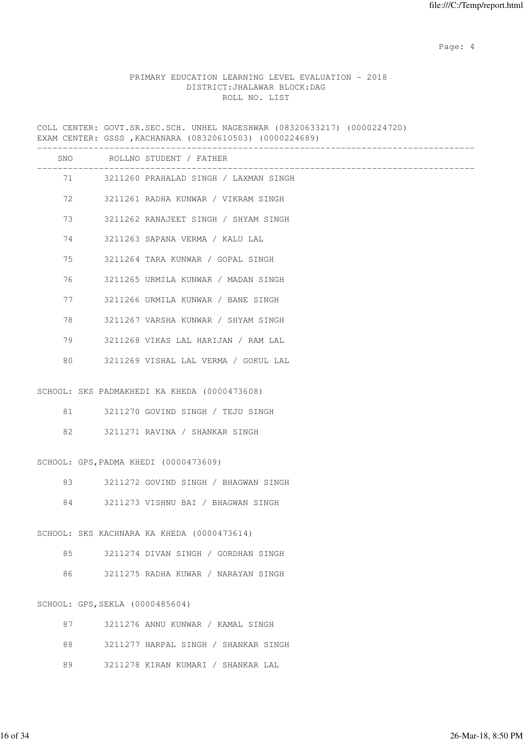PRIMARY EDUCATION LEARNING LEVEL EVALUATION - 2018
DISTRICT:JHALAWAR BLOCK:DAG
ROLL NO. LIST

COLL CENTER: GOVT.SR.SEC.SCH. UNHEL NAGESHWAR (08320633217) (0000224720)
EXAM CENTER: GSSS ,KACHANARA (08320610503) (0000224689)

| SNO | ROLLNO | STUDENT / FATHER |
|---|---|---|
| 71 | 3211260 | PRAHALAD SINGH / LAXMAN SINGH |
| 72 | 3211261 | RADHA KUNWAR / VIKRAM SINGH |
| 73 | 3211262 | RANAJEET SINGH / SHYAM SINGH |
| 74 | 3211263 | SAPANA VERMA / KALU LAL |
| 75 | 3211264 | TARA KUNWAR / GOPAL SINGH |
| 76 | 3211265 | URMILA KUNWAR / MADAN SINGH |
| 77 | 3211266 | URMILA KUNWAR / BANE SINGH |
| 78 | 3211267 | VARSHA KUNWAR / SHYAM SINGH |
| 79 | 3211268 | VIKAS LAL HARIJAN / RAM LAL |
| 80 | 3211269 | VISHAL LAL VERMA / GOKUL LAL |

SCHOOL: SKS PADMAKHEDI KA KHEDA (0000473608)

| SNO | ROLLNO | STUDENT / FATHER |
|---|---|---|
| 81 | 3211270 | GOVIND SINGH / TEJU SINGH |
| 82 | 3211271 | RAVINA / SHANKAR SINGH |

SCHOOL: GPS,PADMA KHEDI (0000473609)

| SNO | ROLLNO | STUDENT / FATHER |
|---|---|---|
| 83 | 3211272 | GOVIND SINGH / BHAGWAN SINGH |
| 84 | 3211273 | VISHNU BAI / BHAGWAN SINGH |

SCHOOL: SKS KACHNARA KA KHEDA (0000473614)

| SNO | ROLLNO | STUDENT / FATHER |
|---|---|---|
| 85 | 3211274 | DIVAN SINGH / GORDHAN SINGH |
| 86 | 3211275 | RADHA KUWAR / NARAYAN SINGH |

SCHOOL: GPS,SEKLA (0000485604)

| SNO | ROLLNO | STUDENT / FATHER |
|---|---|---|
| 87 | 3211276 | ANNU KUNWAR / KAMAL SINGH |
| 88 | 3211277 | HARPAL SINGH / SHANKAR SINGH |
| 89 | 3211278 | KIRAN KUMARI / SHANKAR LAL |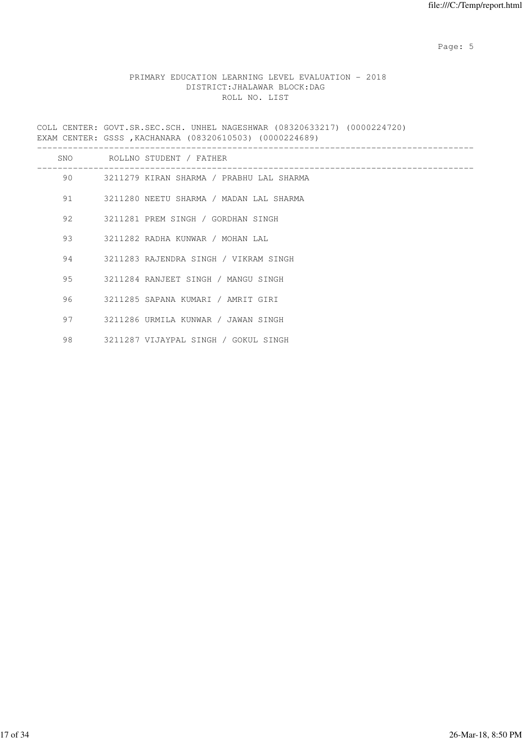PRIMARY EDUCATION LEARNING LEVEL EVALUATION - 2018
DISTRICT:JHALAWAR BLOCK:DAG
ROLL NO. LIST

COLL CENTER: GOVT.SR.SEC.SCH. UNHEL NAGESHWAR (08320633217) (0000224720)
EXAM CENTER: GSSS ,KACHANARA (08320610503) (0000224689)

| SNO | ROLLNO | STUDENT / FATHER |
|---|---|---|
| 90 | 3211279 | KIRAN SHARMA / PRABHU LAL SHARMA |
| 91 | 3211280 | NEETU SHARMA / MADAN LAL SHARMA |
| 92 | 3211281 | PREM SINGH / GORDHAN SINGH |
| 93 | 3211282 | RADHA KUNWAR / MOHAN LAL |
| 94 | 3211283 | RAJENDRA SINGH / VIKRAM SINGH |
| 95 | 3211284 | RANJEET SINGH / MANGU SINGH |
| 96 | 3211285 | SAPANA KUMARI / AMRIT GIRI |
| 97 | 3211286 | URMILA KUNWAR / JAWAN SINGH |
| 98 | 3211287 | VIJAYPAL SINGH / GOKUL SINGH |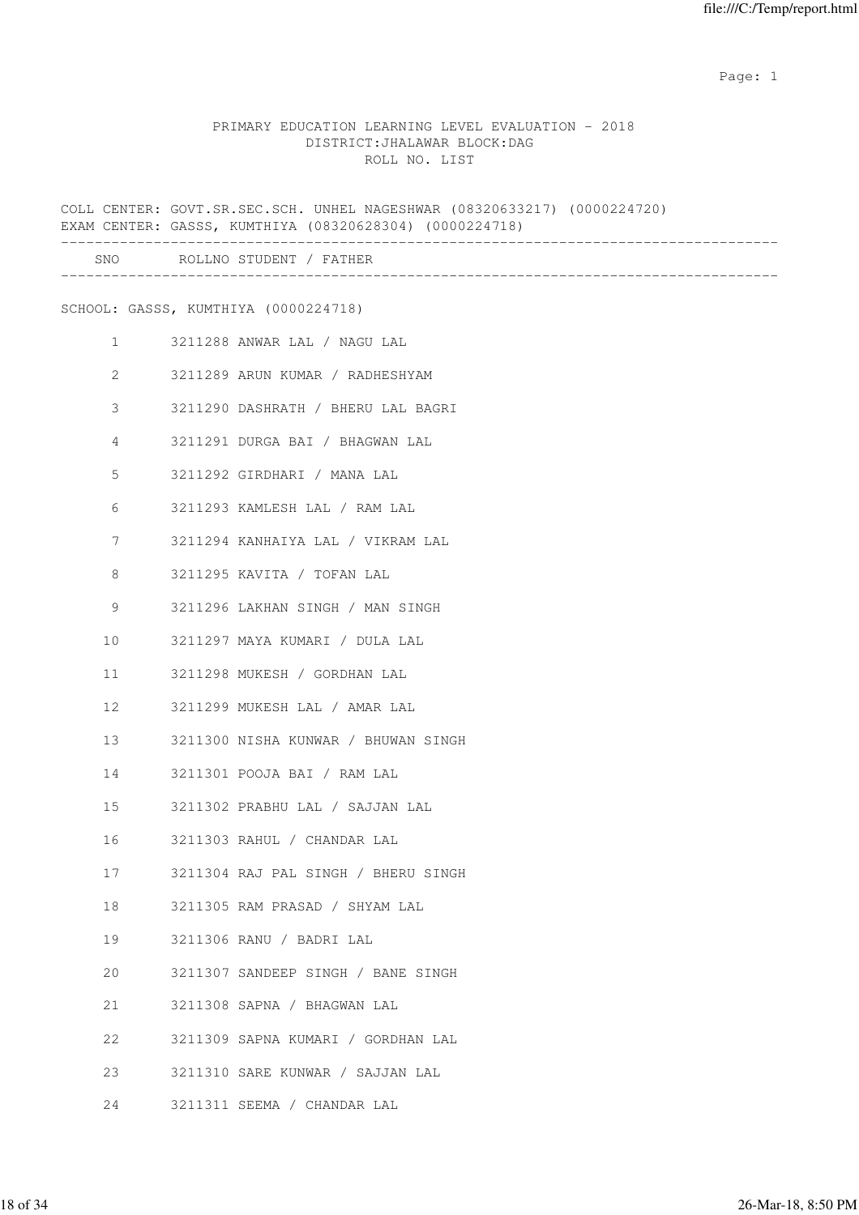# PRIMARY EDUCATION LEARNING LEVEL EVALUATION - 2018

## DISTRICT:JHALAWAR BLOCK:DAG

### ROLL NO. LIST

COLL CENTER: GOVT.SR.SEC.SCH. UNHEL NAGESHWAR (08320633217) (0000224720)
EXAM CENTER: GASSS, KUMTHIYA (08320628304) (0000224718)

SCHOOL: GASSS, KUMTHIYA (0000224718)

| SNO | ROLLNO | STUDENT / FATHER |
|---|---|---|
| 1 | 3211288 | ANWAR LAL / NAGU LAL |
| 2 | 3211289 | ARUN KUMAR / RADHESHYAM |
| 3 | 3211290 | DASHRATH / BHERU LAL BAGRI |
| 4 | 3211291 | DURGA BAI / BHAGWAN LAL |
| 5 | 3211292 | GIRDHARI / MANA LAL |
| 6 | 3211293 | KAMLESH LAL / RAM LAL |
| 7 | 3211294 | KANHAIYA LAL / VIKRAM LAL |
| 8 | 3211295 | KAVITA / TOFAN LAL |
| 9 | 3211296 | LAKHAN SINGH / MAN SINGH |
| 10 | 3211297 | MAYA KUMARI / DULA LAL |
| 11 | 3211298 | MUKESH / GORDHAN LAL |
| 12 | 3211299 | MUKESH LAL / AMAR LAL |
| 13 | 3211300 | NISHA KUNWAR / BHUWAN SINGH |
| 14 | 3211301 | POOJA BAI / RAM LAL |
| 15 | 3211302 | PRABHU LAL / SAJJAN LAL |
| 16 | 3211303 | RAHUL / CHANDAR LAL |
| 17 | 3211304 | RAJ PAL SINGH / BHERU SINGH |
| 18 | 3211305 | RAM PRASAD / SHYAM LAL |
| 19 | 3211306 | RANU / BADRI LAL |
| 20 | 3211307 | SANDEEP SINGH / BANE SINGH |
| 21 | 3211308 | SAPNA / BHAGWAN LAL |
| 22 | 3211309 | SAPNA KUMARI / GORDHAN LAL |
| 23 | 3211310 | SARE KUNWAR / SAJJAN LAL |
| 24 | 3211311 | SEEMA / CHANDAR LAL |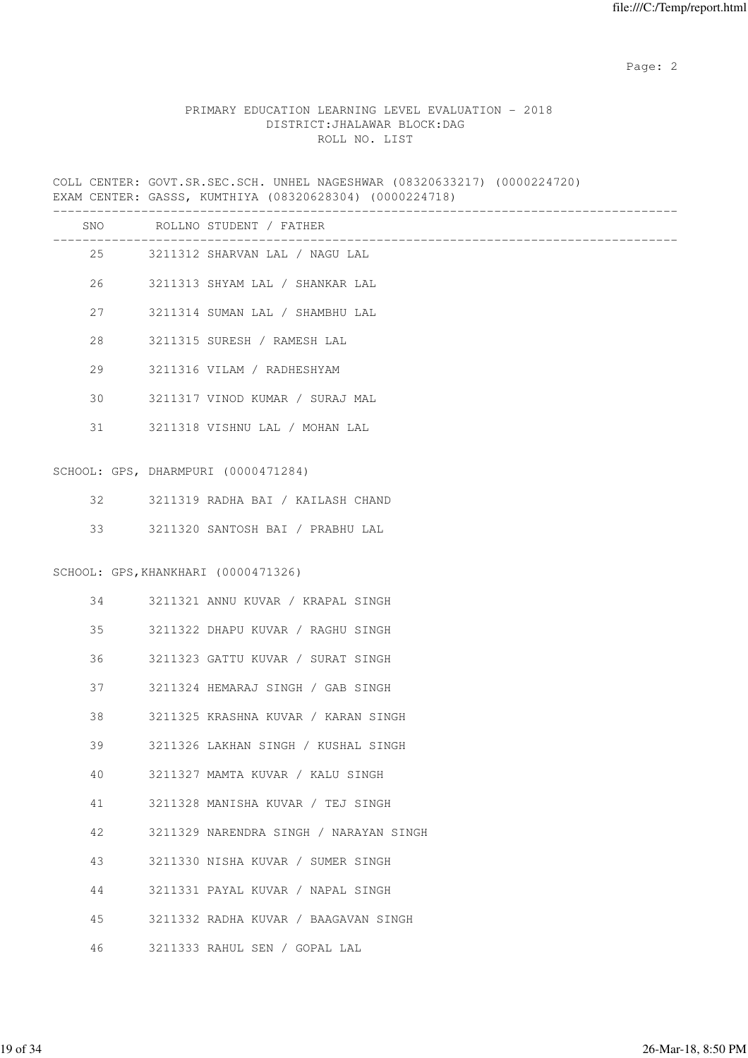PRIMARY EDUCATION LEARNING LEVEL EVALUATION - 2018
DISTRICT:JHALAWAR BLOCK:DAG
ROLL NO. LIST

COLL CENTER: GOVT.SR.SEC.SCH. UNHEL NAGESHWAR (08320633217) (0000224720)
EXAM CENTER: GASSS, KUMTHIYA (08320628304) (0000224718)

| SNO | ROLLNO | STUDENT / FATHER |
|---|---|---|
| 25 | 3211312 | SHARVAN LAL / NAGU LAL |
| 26 | 3211313 | SHYAM LAL / SHANKAR LAL |
| 27 | 3211314 | SUMAN LAL / SHAMBHU LAL |
| 28 | 3211315 | SURESH / RAMESH LAL |
| 29 | 3211316 | VILAM / RADHESHYAM |
| 30 | 3211317 | VINOD KUMAR / SURAJ MAL |
| 31 | 3211318 | VISHNU LAL / MOHAN LAL |

SCHOOL: GPS, DHARMPURI (0000471284)

| SNO | ROLLNO | STUDENT / FATHER |
|---|---|---|
| 32 | 3211319 | RADHA BAI / KAILASH CHAND |
| 33 | 3211320 | SANTOSH BAI / PRABHU LAL |

SCHOOL: GPS,KHANKHARI (0000471326)

| SNO | ROLLNO | STUDENT / FATHER |
|---|---|---|
| 34 | 3211321 | ANNU KUVAR / KRAPAL SINGH |
| 35 | 3211322 | DHAPU KUVAR / RAGHU SINGH |
| 36 | 3211323 | GATTU KUVAR / SURAT SINGH |
| 37 | 3211324 | HEMARAJ SINGH / GAB SINGH |
| 38 | 3211325 | KRASHNA KUVAR / KARAN SINGH |
| 39 | 3211326 | LAKHAN SINGH / KUSHAL SINGH |
| 40 | 3211327 | MAMTA KUVAR / KALU SINGH |
| 41 | 3211328 | MANISHA KUVAR / TEJ SINGH |
| 42 | 3211329 | NARENDRA SINGH / NARAYAN SINGH |
| 43 | 3211330 | NISHA KUVAR / SUMER SINGH |
| 44 | 3211331 | PAYAL KUVAR / NAPAL SINGH |
| 45 | 3211332 | RADHA KUVAR / BAAGAVAN SINGH |
| 46 | 3211333 | RAHUL SEN / GOPAL LAL |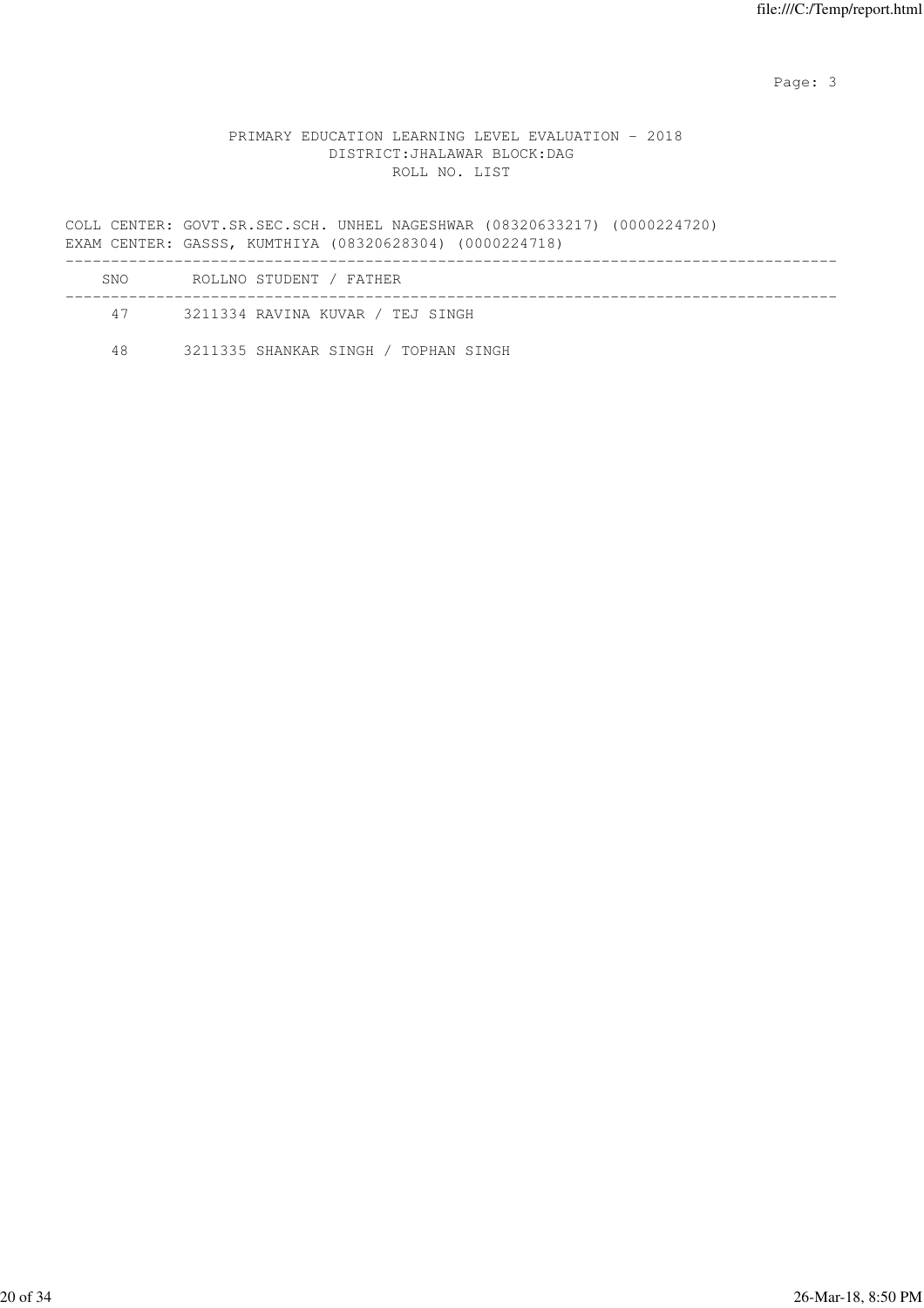PRIMARY EDUCATION LEARNING LEVEL EVALUATION - 2018
DISTRICT:JHALAWAR BLOCK:DAG
ROLL NO. LIST

COLL CENTER: GOVT.SR.SEC.SCH. UNHEL NAGESHWAR (08320633217) (0000224720)
EXAM CENTER: GASSS, KUMTHIYA (08320628304) (0000224718)

| SNO | ROLLNO | STUDENT / FATHER |
|---|---|---|
| 47 | 3211334 | RAVINA KUVAR / TEJ SINGH |
| 48 | 3211335 | SHANKAR SINGH / TOPHAN SINGH |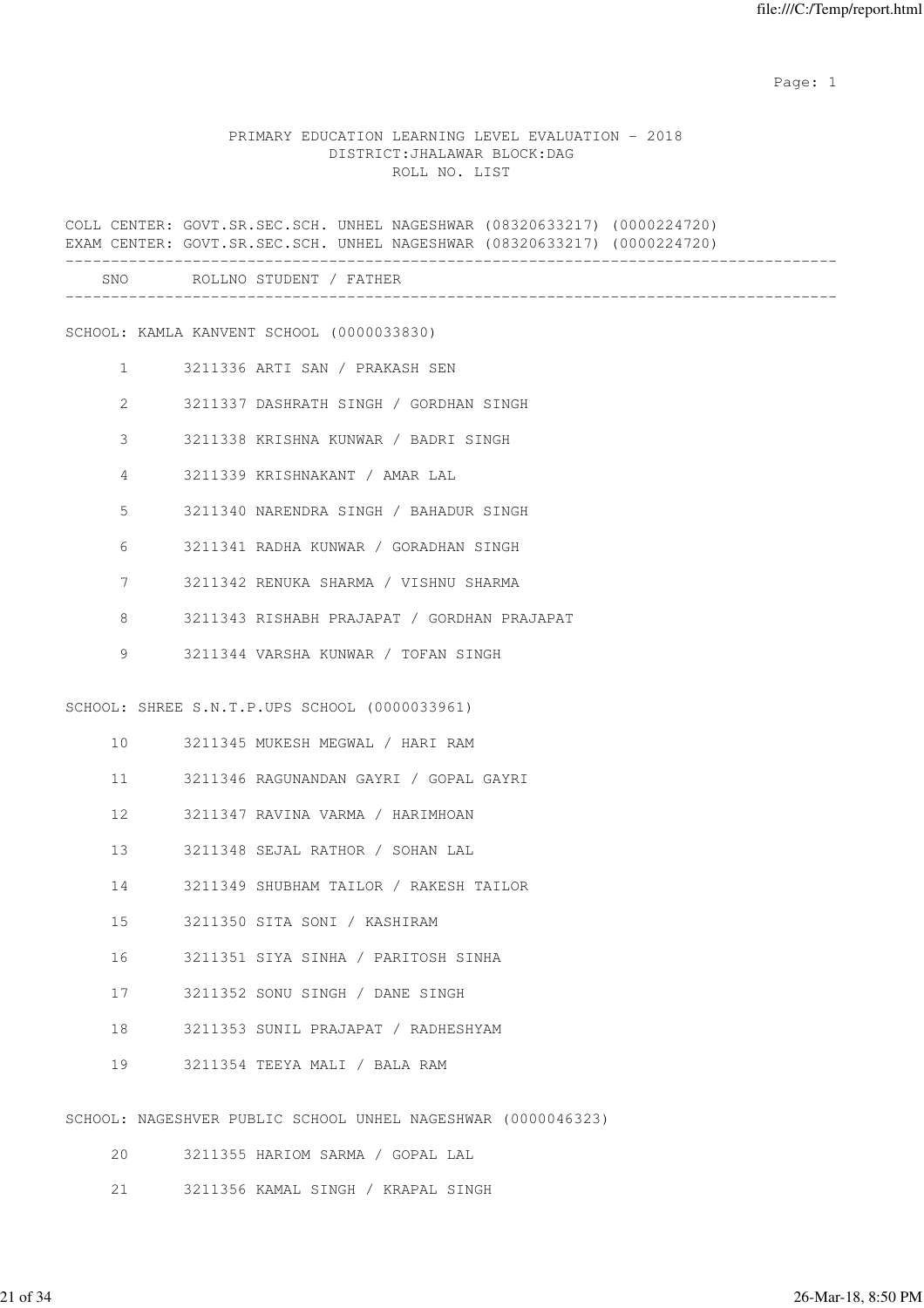# PRIMARY EDUCATION LEARNING LEVEL EVALUATION - 2018

DISTRICT:JHALAWAR BLOCK:DAG

ROLL NO. LIST

COLL CENTER: GOVT.SR.SEC.SCH. UNHEL NAGESHWAR (08320633217) (0000224720)
EXAM CENTER: GOVT.SR.SEC.SCH. UNHEL NAGESHWAR (08320633217) (0000224720)

| SNO | ROLLNO | STUDENT / FATHER |
|---|---|---|
| **SCHOOL: KAMLA KANVENT SCHOOL (0000033830)** | | |
| 1 | 3211336 | ARTI SAN / PRAKASH SEN |
| 2 | 3211337 | DASHRATH SINGH / GORDHAN SINGH |
| 3 | 3211338 | KRISHNA KUNWAR / BADRI SINGH |
| 4 | 3211339 | KRISHNAKANT / AMAR LAL |
| 5 | 3211340 | NARENDRA SINGH / BAHADUR SINGH |
| 6 | 3211341 | RADHA KUNWAR / GORADHAN SINGH |
| 7 | 3211342 | RENUKA SHARMA / VISHNU SHARMA |
| 8 | 3211343 | RISHABH PRAJAPAT / GORDHAN PRAJAPAT |
| 9 | 3211344 | VARSHA KUNWAR / TOFAN SINGH |
| **SCHOOL: SHREE S.N.T.P.UPS SCHOOL (0000033961)** | | |
| 10 | 3211345 | MUKESH MEGWAL / HARI RAM |
| 11 | 3211346 | RAGUNANDAN GAYRI / GOPAL GAYRI |
| 12 | 3211347 | RAVINA VARMA / HARIMHOAN |
| 13 | 3211348 | SEJAL RATHOR / SOHAN LAL |
| 14 | 3211349 | SHUBHAM TAILOR / RAKESH TAILOR |
| 15 | 3211350 | SITA SONI / KASHIRAM |
| 16 | 3211351 | SIYA SINHA / PARITOSH SINHA |
| 17 | 3211352 | SONU SINGH / DANE SINGH |
| 18 | 3211353 | SUNIL PRAJAPAT / RADHESHYAM |
| 19 | 3211354 | TEEYA MALI / BALA RAM |
| **SCHOOL: NAGESHVER PUBLIC SCHOOL UNHEL NAGESHWAR (0000046323)** | | |
| 20 | 3211355 | HARIOM SARMA / GOPAL LAL |
| 21 | 3211356 | KAMAL SINGH / KRAPAL SINGH |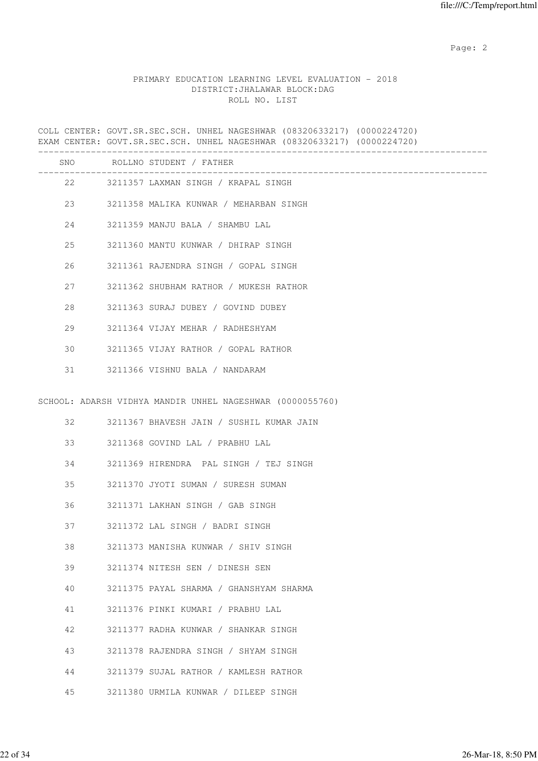# PRIMARY EDUCATION LEARNING LEVEL EVALUATION - 2018

DISTRICT:JHALAWAR BLOCK:DAG

ROLL NO. LIST

COLL CENTER: GOVT.SR.SEC.SCH. UNHEL NAGESHWAR (08320633217) (0000224720)
EXAM CENTER: GOVT.SR.SEC.SCH. UNHEL NAGESHWAR (08320633217) (0000224720)

| SNO | ROLLNO | STUDENT / FATHER |
|---|---|---|
| 22 | 3211357 | LAXMAN SINGH / KRAPAL SINGH |
| 23 | 3211358 | MALIKA KUNWAR / MEHARBAN SINGH |
| 24 | 3211359 | MANJU BALA / SHAMBU LAL |
| 25 | 3211360 | MANTU KUNWAR / DHIRAP SINGH |
| 26 | 3211361 | RAJENDRA SINGH / GOPAL SINGH |
| 27 | 3211362 | SHUBHAM RATHOR / MUKESH RATHOR |
| 28 | 3211363 | SURAJ DUBEY / GOVIND DUBEY |
| 29 | 3211364 | VIJAY MEHAR / RADHESHYAM |
| 30 | 3211365 | VIJAY RATHOR / GOPAL RATHOR |
| 31 | 3211366 | VISHNU BALA / NANDARAM |

SCHOOL: ADARSH VIDHYA MANDIR UNHEL NAGESHWAR (0000055760)

| SNO | ROLLNO | STUDENT / FATHER |
|---|---|---|
| 32 | 3211367 | BHAVESH JAIN / SUSHIL KUMAR JAIN |
| 33 | 3211368 | GOVIND LAL / PRABHU LAL |
| 34 | 3211369 | HIRENDRA PAL SINGH / TEJ SINGH |
| 35 | 3211370 | JYOTI SUMAN / SURESH SUMAN |
| 36 | 3211371 | LAKHAN SINGH / GAB SINGH |
| 37 | 3211372 | LAL SINGH / BADRI SINGH |
| 38 | 3211373 | MANISHA KUNWAR / SHIV SINGH |
| 39 | 3211374 | NITESH SEN / DINESH SEN |
| 40 | 3211375 | PAYAL SHARMA / GHANSHYAM SHARMA |
| 41 | 3211376 | PINKI KUMARI / PRABHU LAL |
| 42 | 3211377 | RADHA KUNWAR / SHANKAR SINGH |
| 43 | 3211378 | RAJENDRA SINGH / SHYAM SINGH |
| 44 | 3211379 | SUJAL RATHOR / KAMLESH RATHOR |
| 45 | 3211380 | URMILA KUNWAR / DILEEP SINGH |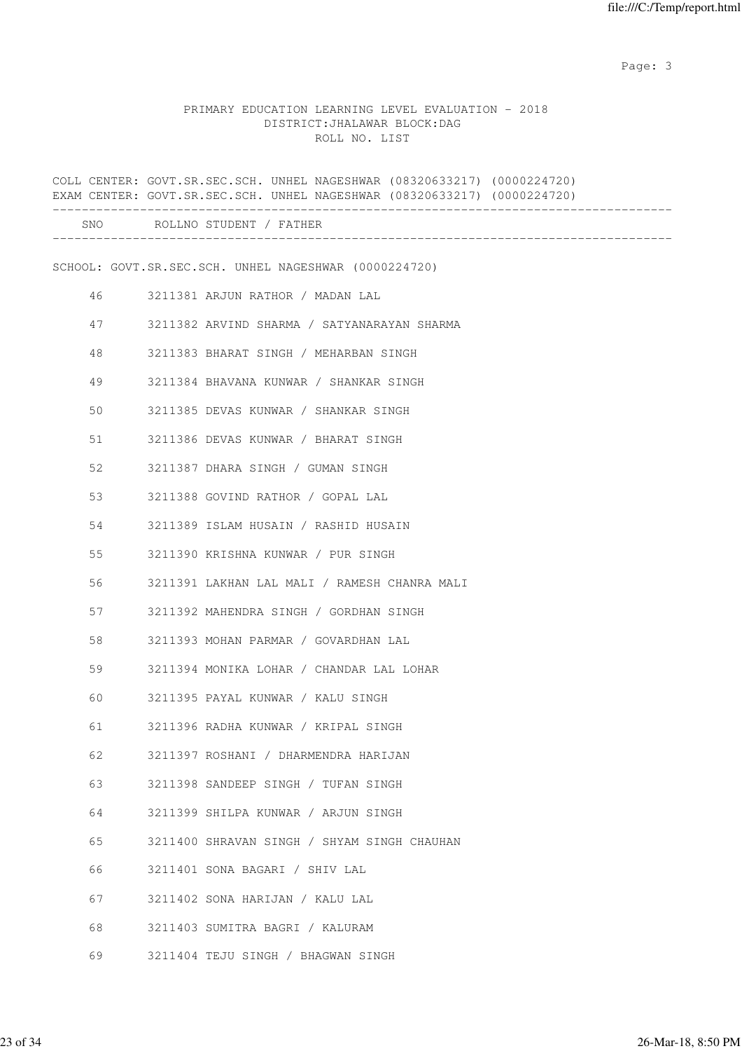PRIMARY EDUCATION LEARNING LEVEL EVALUATION - 2018
DISTRICT:JHALAWAR BLOCK:DAG
ROLL NO. LIST

COLL CENTER: GOVT.SR.SEC.SCH. UNHEL NAGESHWAR (08320633217) (0000224720)
EXAM CENTER: GOVT.SR.SEC.SCH. UNHEL NAGESHWAR (08320633217) (0000224720)

| SNO | ROLLNO | STUDENT / FATHER |
|---|---|---|

SCHOOL: GOVT.SR.SEC.SCH. UNHEL NAGESHWAR (0000224720)

| SNO | ROLLNO | STUDENT / FATHER |
|---|---|---|
| 46 | 3211381 | ARJUN RATHOR / MADAN LAL |
| 47 | 3211382 | ARVIND SHARMA / SATYANARAYAN SHARMA |
| 48 | 3211383 | BHARAT SINGH / MEHARBAN SINGH |
| 49 | 3211384 | BHAVANA KUNWAR / SHANKAR SINGH |
| 50 | 3211385 | DEVAS KUNWAR / SHANKAR SINGH |
| 51 | 3211386 | DEVAS KUNWAR / BHARAT SINGH |
| 52 | 3211387 | DHARA SINGH / GUMAN SINGH |
| 53 | 3211388 | GOVIND RATHOR / GOPAL LAL |
| 54 | 3211389 | ISLAM HUSAIN / RASHID HUSAIN |
| 55 | 3211390 | KRISHNA KUNWAR / PUR SINGH |
| 56 | 3211391 | LAKHAN LAL MALI / RAMESH CHANRA MALI |
| 57 | 3211392 | MAHENDRA SINGH / GORDHAN SINGH |
| 58 | 3211393 | MOHAN PARMAR / GOVARDHAN LAL |
| 59 | 3211394 | MONIKA LOHAR / CHANDAR LAL LOHAR |
| 60 | 3211395 | PAYAL KUNWAR / KALU SINGH |
| 61 | 3211396 | RADHA KUNWAR / KRIPAL SINGH |
| 62 | 3211397 | ROSHANI / DHARMENDRA HARIJAN |
| 63 | 3211398 | SANDEEP SINGH / TUFAN SINGH |
| 64 | 3211399 | SHILPA KUNWAR / ARJUN SINGH |
| 65 | 3211400 | SHRAVAN SINGH / SHYAM SINGH CHAUHAN |
| 66 | 3211401 | SONA BAGARI / SHIV LAL |
| 67 | 3211402 | SONA HARIJAN / KALU LAL |
| 68 | 3211403 | SUMITRA BAGRI / KALURAM |
| 69 | 3211404 | TEJU SINGH / BHAGWAN SINGH |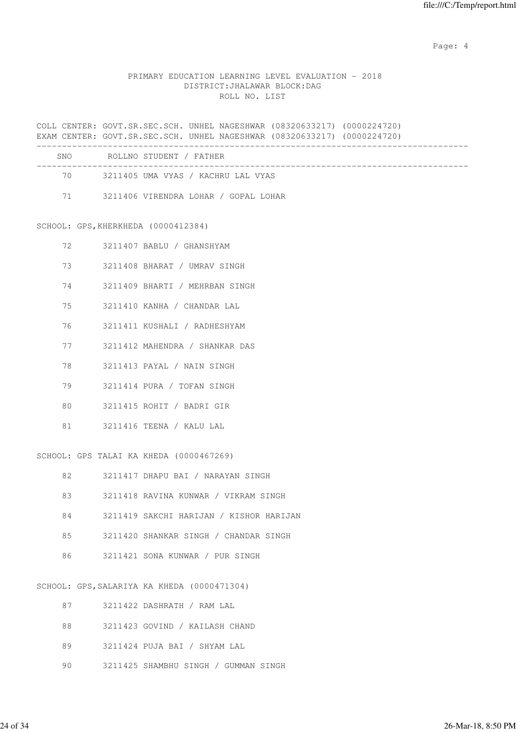PRIMARY EDUCATION LEARNING LEVEL EVALUATION - 2018
DISTRICT:JHALAWAR BLOCK:DAG
ROLL NO. LIST

COLL CENTER: GOVT.SR.SEC.SCH. UNHEL NAGESHWAR (08320633217) (0000224720)
EXAM CENTER: GOVT.SR.SEC.SCH. UNHEL NAGESHWAR (08320633217) (0000224720)

| SNO | ROLLNO | STUDENT / FATHER |
|---|---|---|
| 70 | 3211405 | UMA VYAS / KACHRU LAL VYAS |
| 71 | 3211406 | VIRENDRA LOHAR / GOPAL LOHAR |

SCHOOL: GPS,KHERKHEDA (0000412384)

| SNO | ROLLNO | STUDENT / FATHER |
|---|---|---|
| 72 | 3211407 | BABLU / GHANSHYAM |
| 73 | 3211408 | BHARAT / UMRAV SINGH |
| 74 | 3211409 | BHARTI / MEHRBAN SINGH |
| 75 | 3211410 | KANHA / CHANDAR LAL |
| 76 | 3211411 | KUSHALI / RADHESHYAM |
| 77 | 3211412 | MAHENDRA / SHANKAR DAS |
| 78 | 3211413 | PAYAL / NAIN SINGH |
| 79 | 3211414 | PURA / TOFAN SINGH |
| 80 | 3211415 | ROHIT / BADRI GIR |
| 81 | 3211416 | TEENA / KALU LAL |

SCHOOL: GPS TALAI KA KHEDA (0000467269)

| SNO | ROLLNO | STUDENT / FATHER |
|---|---|---|
| 82 | 3211417 | DHAPU BAI / NARAYAN SINGH |
| 83 | 3211418 | RAVINA KUNWAR / VIKRAM SINGH |
| 84 | 3211419 | SAKCHI HARIJAN / KISHOR HARIJAN |
| 85 | 3211420 | SHANKAR SINGH / CHANDAR SINGH |
| 86 | 3211421 | SONA KUNWAR / PUR SINGH |

SCHOOL: GPS,SALARIYA KA KHEDA (0000471304)

| SNO | ROLLNO | STUDENT / FATHER |
|---|---|---|
| 87 | 3211422 | DASHRATH / RAM LAL |
| 88 | 3211423 | GOVIND / KAILASH CHAND |
| 89 | 3211424 | PUJA BAI / SHYAM LAL |
| 90 | 3211425 | SHAMBHU SINGH / GUMMAN SINGH |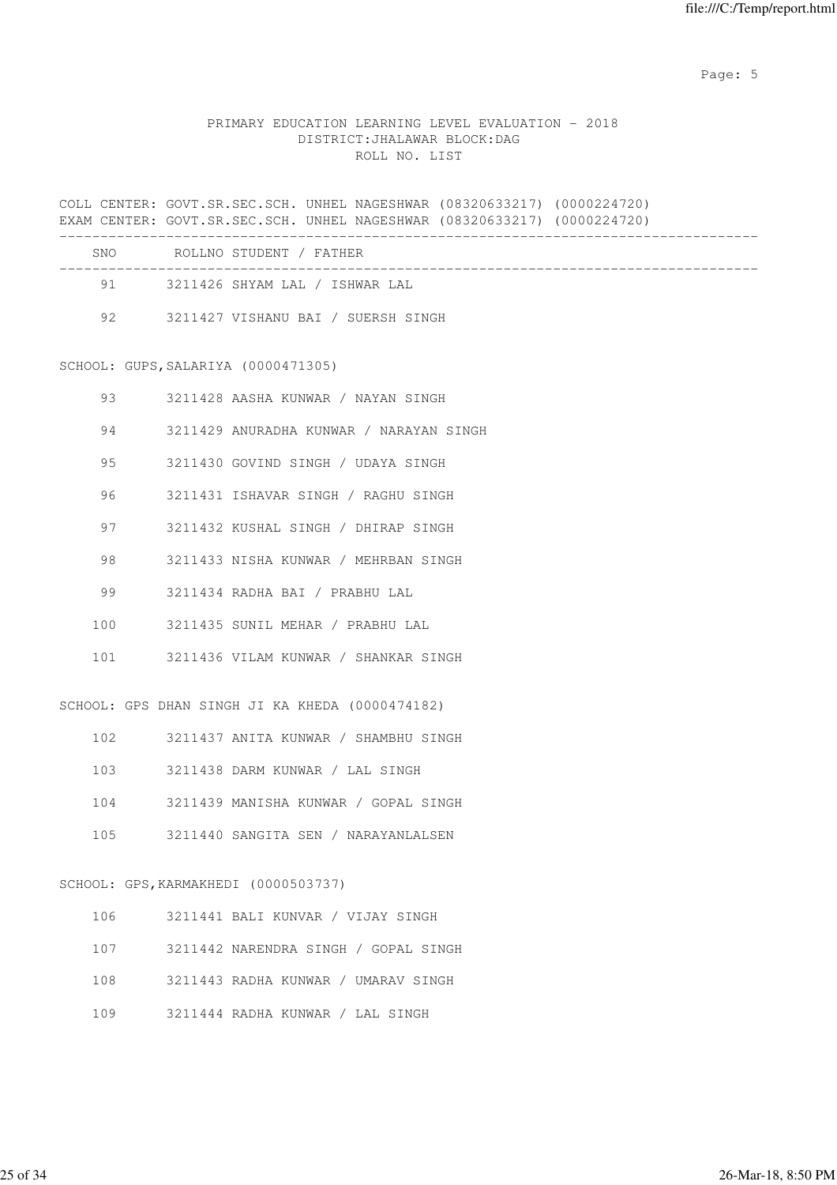PRIMARY EDUCATION LEARNING LEVEL EVALUATION - 2018
DISTRICT:JHALAWAR BLOCK:DAG
ROLL NO. LIST

COLL CENTER: GOVT.SR.SEC.SCH. UNHEL NAGESHWAR (08320633217) (0000224720)
EXAM CENTER: GOVT.SR.SEC.SCH. UNHEL NAGESHWAR (08320633217) (0000224720)

| SNO | ROLLNO | STUDENT / FATHER |
|---|---|---|
| 91 | 3211426 | SHYAM LAL / ISHWAR LAL |
| 92 | 3211427 | VISHANU BAI / SUERSH SINGH |

SCHOOL: GUPS,SALARIYA (0000471305)

| SNO | ROLLNO | STUDENT / FATHER |
|---|---|---|
| 93 | 3211428 | AASHA KUNWAR / NAYAN SINGH |
| 94 | 3211429 | ANURADHA KUNWAR / NARAYAN SINGH |
| 95 | 3211430 | GOVIND SINGH / UDAYA SINGH |
| 96 | 3211431 | ISHAVAR SINGH / RAGHU SINGH |
| 97 | 3211432 | KUSHAL SINGH / DHIRAP SINGH |
| 98 | 3211433 | NISHA KUNWAR / MEHRBAN SINGH |
| 99 | 3211434 | RADHA BAI / PRABHU LAL |
| 100 | 3211435 | SUNIL MEHAR / PRABHU LAL |
| 101 | 3211436 | VILAM KUNWAR / SHANKAR SINGH |

SCHOOL: GPS DHAN SINGH JI KA KHEDA (0000474182)

| SNO | ROLLNO | STUDENT / FATHER |
|---|---|---|
| 102 | 3211437 | ANITA KUNWAR / SHAMBHU SINGH |
| 103 | 3211438 | DARM KUNWAR / LAL SINGH |
| 104 | 3211439 | MANISHA KUNWAR / GOPAL SINGH |
| 105 | 3211440 | SANGITA SEN / NARAYANLALSEN |

SCHOOL: GPS,KARMAKHEDI (0000503737)

| SNO | ROLLNO | STUDENT / FATHER |
|---|---|---|
| 106 | 3211441 | BALI KUNVAR / VIJAY SINGH |
| 107 | 3211442 | NARENDRA SINGH / GOPAL SINGH |
| 108 | 3211443 | RADHA KUNWAR / UMARAV SINGH |
| 109 | 3211444 | RADHA KUNWAR / LAL SINGH |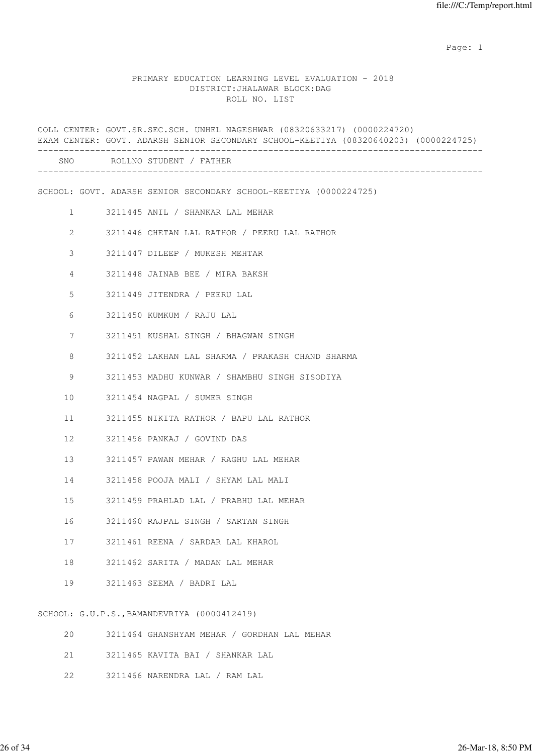PRIMARY EDUCATION LEARNING LEVEL EVALUATION - 2018
DISTRICT:JHALAWAR BLOCK:DAG
ROLL NO. LIST

COLL CENTER: GOVT.SR.SEC.SCH. UNHEL NAGESHWAR (08320633217) (0000224720)
EXAM CENTER: GOVT. ADARSH SENIOR SECONDARY SCHOOL-KEETIYA (08320640203) (0000224725)

| SNO | ROLLNO | STUDENT / FATHER |
|---|---|---|
| **SCHOOL: GOVT. ADARSH SENIOR SECONDARY SCHOOL-KEETIYA (0000224725)** | | |
| 1 | 3211445 | ANIL / SHANKAR LAL MEHAR |
| 2 | 3211446 | CHETAN LAL RATHOR / PEERU LAL RATHOR |
| 3 | 3211447 | DILEEP / MUKESH MEHTAR |
| 4 | 3211448 | JAINAB BEE / MIRA BAKSH |
| 5 | 3211449 | JITENDRA / PEERU LAL |
| 6 | 3211450 | KUMKUM / RAJU LAL |
| 7 | 3211451 | KUSHAL SINGH / BHAGWAN SINGH |
| 8 | 3211452 | LAKHAN LAL SHARMA / PRAKASH CHAND SHARMA |
| 9 | 3211453 | MADHU KUNWAR / SHAMBHU SINGH SISODIYA |
| 10 | 3211454 | NAGPAL / SUMER SINGH |
| 11 | 3211455 | NIKITA RATHOR / BAPU LAL RATHOR |
| 12 | 3211456 | PANKAJ / GOVIND DAS |
| 13 | 3211457 | PAWAN MEHAR / RAGHU LAL MEHAR |
| 14 | 3211458 | POOJA MALI / SHYAM LAL MALI |
| 15 | 3211459 | PRAHLAD LAL / PRABHU LAL MEHAR |
| 16 | 3211460 | RAJPAL SINGH / SARTAN SINGH |
| 17 | 3211461 | REENA / SARDAR LAL KHAROL |
| 18 | 3211462 | SARITA / MADAN LAL MEHAR |
| 19 | 3211463 | SEEMA / BADRI LAL |
| **SCHOOL: G.U.P.S.,BAMANDEVRIYA (0000412419)** | | |
| 20 | 3211464 | GHANSHYAM MEHAR / GORDHAN LAL MEHAR |
| 21 | 3211465 | KAVITA BAI / SHANKAR LAL |
| 22 | 3211466 | NARENDRA LAL / RAM LAL |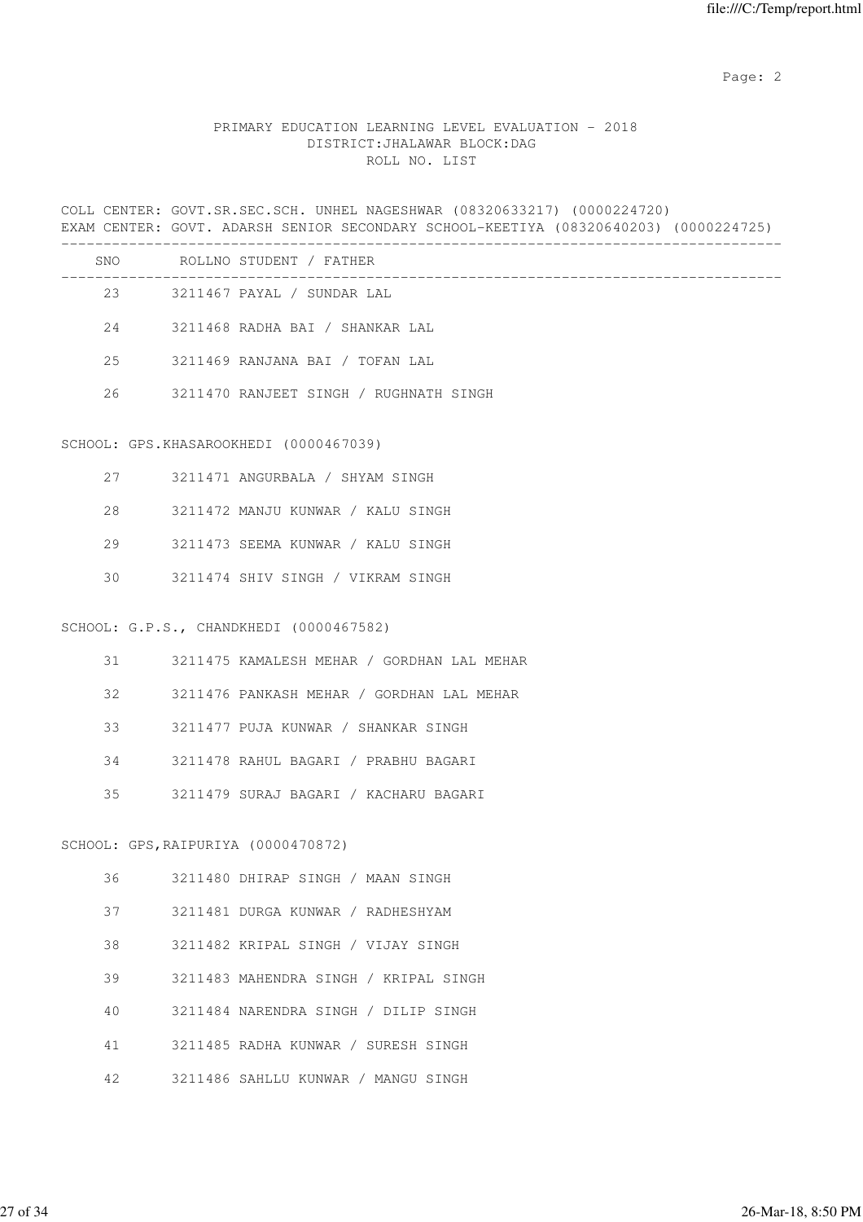PRIMARY EDUCATION LEARNING LEVEL EVALUATION - 2018
DISTRICT:JHALAWAR BLOCK:DAG
ROLL NO. LIST

COLL CENTER: GOVT.SR.SEC.SCH. UNHEL NAGESHWAR (08320633217) (0000224720)
EXAM CENTER: GOVT. ADARSH SENIOR SECONDARY SCHOOL-KEETIYA (08320640203) (0000224725)

| SNO | ROLLNO STUDENT / FATHER |
|---|---|
| 23 | 3211467 PAYAL / SUNDAR LAL |
| 24 | 3211468 RADHA BAI / SHANKAR LAL |
| 25 | 3211469 RANJANA BAI / TOFAN LAL |
| 26 | 3211470 RANJEET SINGH / RUGHNATH SINGH |

SCHOOL: GPS.KHASAROOKHEDI (0000467039)

| SNO | ROLLNO STUDENT / FATHER |
|---|---|
| 27 | 3211471 ANGURBALA / SHYAM SINGH |
| 28 | 3211472 MANJU KUNWAR / KALU SINGH |
| 29 | 3211473 SEEMA KUNWAR / KALU SINGH |
| 30 | 3211474 SHIV SINGH / VIKRAM SINGH |

SCHOOL: G.P.S., CHANDKHEDI (0000467582)

| SNO | ROLLNO STUDENT / FATHER |
|---|---|
| 31 | 3211475 KAMALESH MEHAR / GORDHAN LAL MEHAR |
| 32 | 3211476 PANKASH MEHAR / GORDHAN LAL MEHAR |
| 33 | 3211477 PUJA KUNWAR / SHANKAR SINGH |
| 34 | 3211478 RAHUL BAGARI / PRABHU BAGARI |
| 35 | 3211479 SURAJ BAGARI / KACHARU BAGARI |

SCHOOL: GPS,RAIPURIYA (0000470872)

| SNO | ROLLNO STUDENT / FATHER |
|---|---|
| 36 | 3211480 DHIRAP SINGH / MAAN SINGH |
| 37 | 3211481 DURGA KUNWAR / RADHESHYAM |
| 38 | 3211482 KRIPAL SINGH / VIJAY SINGH |
| 39 | 3211483 MAHENDRA SINGH / KRIPAL SINGH |
| 40 | 3211484 NARENDRA SINGH / DILIP SINGH |
| 41 | 3211485 RADHA KUNWAR / SURESH SINGH |
| 42 | 3211486 SAHLLU KUNWAR / MANGU SINGH |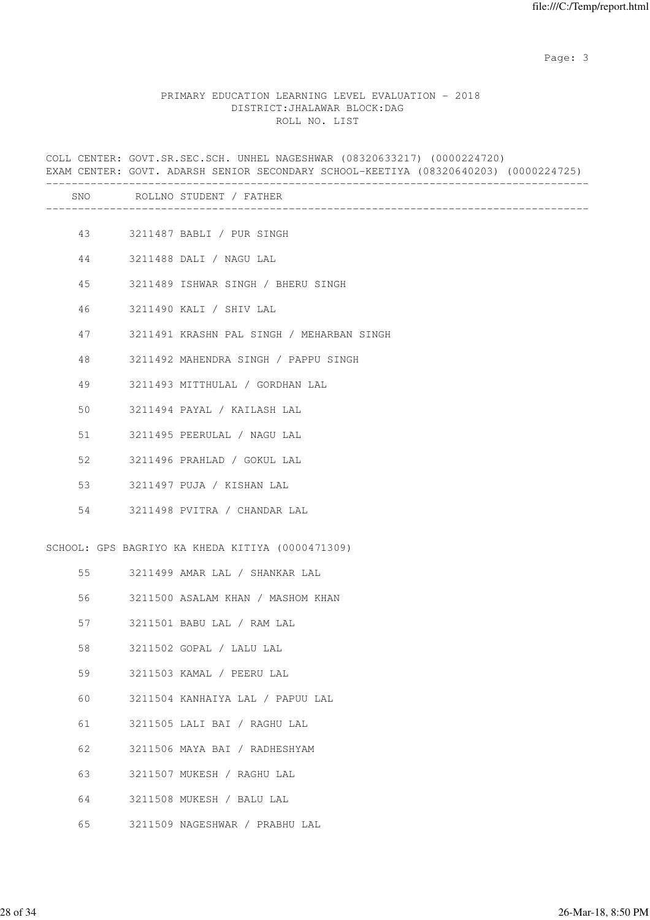PRIMARY EDUCATION LEARNING LEVEL EVALUATION - 2018
DISTRICT:JHALAWAR BLOCK:DAG
ROLL NO. LIST

COLL CENTER: GOVT.SR.SEC.SCH. UNHEL NAGESHWAR (08320633217) (0000224720)
EXAM CENTER: GOVT. ADARSH SENIOR SECONDARY SCHOOL-KEETIYA (08320640203) (0000224725)

| SNO | ROLLNO | STUDENT / FATHER |
|---|---|---|
| 43 | 3211487 | BABLI / PUR SINGH |
| 44 | 3211488 | DALI / NAGU LAL |
| 45 | 3211489 | ISHWAR SINGH / BHERU SINGH |
| 46 | 3211490 | KALI / SHIV LAL |
| 47 | 3211491 | KRASHN PAL SINGH / MEHARBAN SINGH |
| 48 | 3211492 | MAHENDRA SINGH / PAPPU SINGH |
| 49 | 3211493 | MITTHULAL / GORDHAN LAL |
| 50 | 3211494 | PAYAL / KAILASH LAL |
| 51 | 3211495 | PEERULAL / NAGU LAL |
| 52 | 3211496 | PRAHLAD / GOKUL LAL |
| 53 | 3211497 | PUJA / KISHAN LAL |
| 54 | 3211498 | PVITRA / CHANDAR LAL |

SCHOOL: GPS BAGRIYO KA KHEDA KITIYA (0000471309)

| SNO | ROLLNO | STUDENT / FATHER |
|---|---|---|
| 55 | 3211499 | AMAR LAL / SHANKAR LAL |
| 56 | 3211500 | ASALAM KHAN / MASHOM KHAN |
| 57 | 3211501 | BABU LAL / RAM LAL |
| 58 | 3211502 | GOPAL / LALU LAL |
| 59 | 3211503 | KAMAL / PEERU LAL |
| 60 | 3211504 | KANHAIYA LAL / PAPUU LAL |
| 61 | 3211505 | LALI BAI / RAGHU LAL |
| 62 | 3211506 | MAYA BAI / RADHESHYAM |
| 63 | 3211507 | MUKESH / RAGHU LAL |
| 64 | 3211508 | MUKESH / BALU LAL |
| 65 | 3211509 | NAGESHWAR / PRABHU LAL |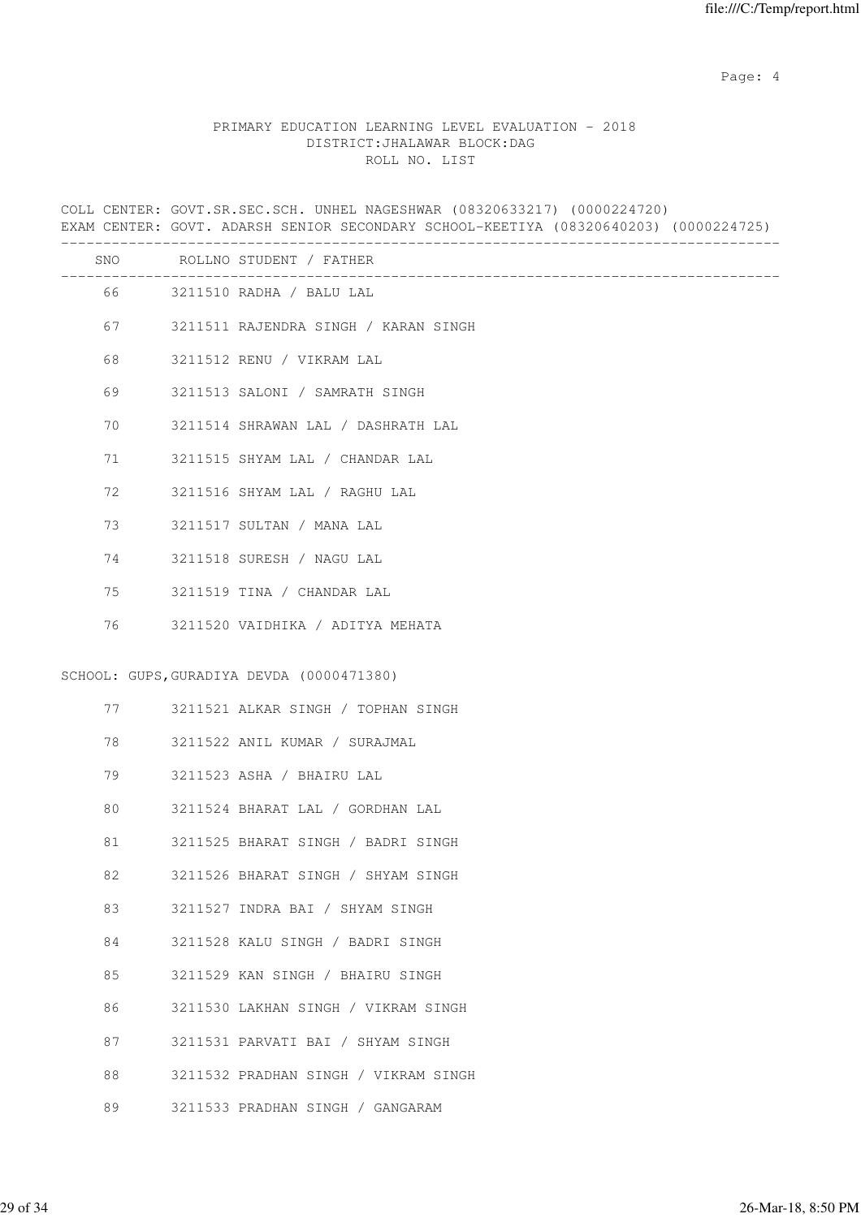PRIMARY EDUCATION LEARNING LEVEL EVALUATION - 2018
DISTRICT:JHALAWAR BLOCK:DAG
ROLL NO. LIST

COLL CENTER: GOVT.SR.SEC.SCH. UNHEL NAGESHWAR (08320633217) (0000224720)
EXAM CENTER: GOVT. ADARSH SENIOR SECONDARY SCHOOL-KEETIYA (08320640203) (0000224725)

| SNO | ROLLNO | STUDENT / FATHER |
|---|---|---|
| 66 | 3211510 | RADHA / BALU LAL |
| 67 | 3211511 | RAJENDRA SINGH / KARAN SINGH |
| 68 | 3211512 | RENU / VIKRAM LAL |
| 69 | 3211513 | SALONI / SAMRATH SINGH |
| 70 | 3211514 | SHRAWAN LAL / DASHRATH LAL |
| 71 | 3211515 | SHYAM LAL / CHANDAR LAL |
| 72 | 3211516 | SHYAM LAL / RAGHU LAL |
| 73 | 3211517 | SULTAN / MANA LAL |
| 74 | 3211518 | SURESH / NAGU LAL |
| 75 | 3211519 | TINA / CHANDAR LAL |
| 76 | 3211520 | VAIDHIKA / ADITYA MEHATA |

SCHOOL: GUPS,GURADIYA DEVDA (0000471380)

| SNO | ROLLNO | STUDENT / FATHER |
|---|---|---|
| 77 | 3211521 | ALKAR SINGH / TOPHAN SINGH |
| 78 | 3211522 | ANIL KUMAR / SURAJMAL |
| 79 | 3211523 | ASHA / BHAIRU LAL |
| 80 | 3211524 | BHARAT LAL / GORDHAN LAL |
| 81 | 3211525 | BHARAT SINGH / BADRI SINGH |
| 82 | 3211526 | BHARAT SINGH / SHYAM SINGH |
| 83 | 3211527 | INDRA BAI / SHYAM SINGH |
| 84 | 3211528 | KALU SINGH / BADRI SINGH |
| 85 | 3211529 | KAN SINGH / BHAIRU SINGH |
| 86 | 3211530 | LAKHAN SINGH / VIKRAM SINGH |
| 87 | 3211531 | PARVATI BAI / SHYAM SINGH |
| 88 | 3211532 | PRADHAN SINGH / VIKRAM SINGH |
| 89 | 3211533 | PRADHAN SINGH / GANGARAM |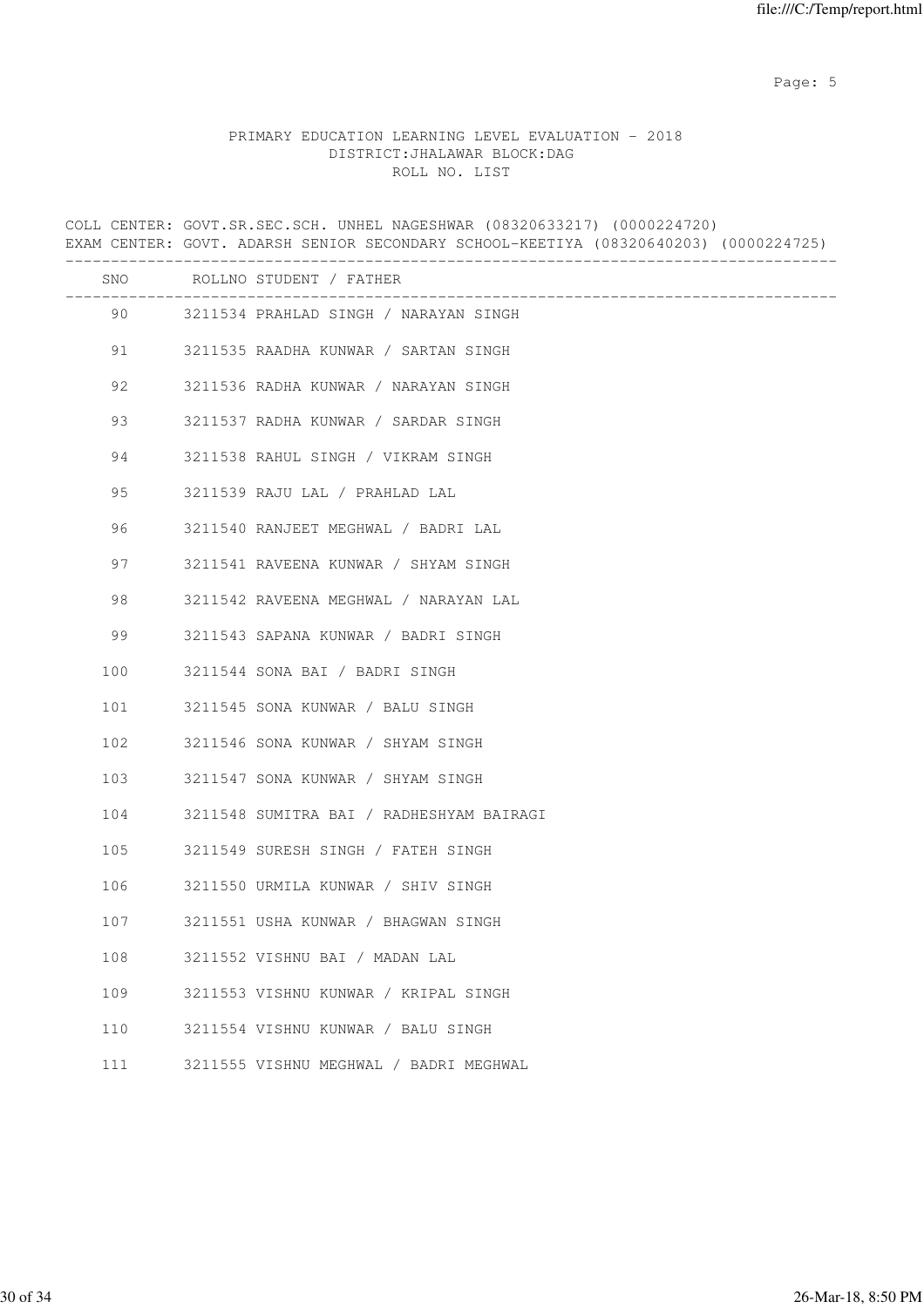PRIMARY EDUCATION LEARNING LEVEL EVALUATION - 2018
DISTRICT:JHALAWAR BLOCK:DAG
ROLL NO. LIST

COLL CENTER: GOVT.SR.SEC.SCH. UNHEL NAGESHWAR (08320633217) (0000224720)
EXAM CENTER: GOVT. ADARSH SENIOR SECONDARY SCHOOL-KEETIYA (08320640203) (0000224725)

| SNO | ROLLNO | STUDENT / FATHER |
|---|---|---|
| 90 | 3211534 | PRAHLAD SINGH / NARAYAN SINGH |
| 91 | 3211535 | RAADHA KUNWAR / SARTAN SINGH |
| 92 | 3211536 | RADHA KUNWAR / NARAYAN SINGH |
| 93 | 3211537 | RADHA KUNWAR / SARDAR SINGH |
| 94 | 3211538 | RAHUL SINGH / VIKRAM SINGH |
| 95 | 3211539 | RAJU LAL / PRAHLAD LAL |
| 96 | 3211540 | RANJEET MEGHWAL / BADRI LAL |
| 97 | 3211541 | RAVEENA KUNWAR / SHYAM SINGH |
| 98 | 3211542 | RAVEENA MEGHWAL / NARAYAN LAL |
| 99 | 3211543 | SAPANA KUNWAR / BADRI SINGH |
| 100 | 3211544 | SONA BAI / BADRI SINGH |
| 101 | 3211545 | SONA KUNWAR / BALU SINGH |
| 102 | 3211546 | SONA KUNWAR / SHYAM SINGH |
| 103 | 3211547 | SONA KUNWAR / SHYAM SINGH |
| 104 | 3211548 | SUMITRA BAI / RADHESHYAM BAIRAGI |
| 105 | 3211549 | SURESH SINGH / FATEH SINGH |
| 106 | 3211550 | URMILA KUNWAR / SHIV SINGH |
| 107 | 3211551 | USHA KUNWAR / BHAGWAN SINGH |
| 108 | 3211552 | VISHNU BAI / MADAN LAL |
| 109 | 3211553 | VISHNU KUNWAR / KRIPAL SINGH |
| 110 | 3211554 | VISHNU KUNWAR / BALU SINGH |
| 111 | 3211555 | VISHNU MEGHWAL / BADRI MEGHWAL |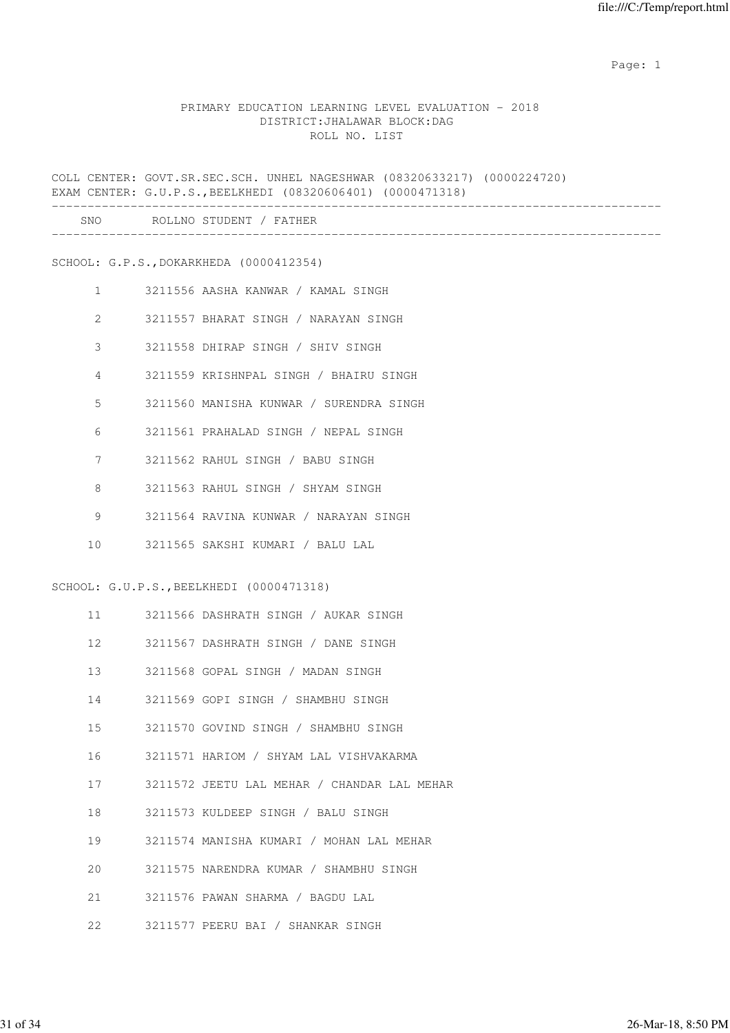PRIMARY EDUCATION LEARNING LEVEL EVALUATION - 2018
DISTRICT:JHALAWAR BLOCK:DAG
ROLL NO. LIST

COLL CENTER: GOVT.SR.SEC.SCH. UNHEL NAGESHWAR (08320633217) (0000224720)
EXAM CENTER: G.U.P.S.,BEELKHEDI (08320606401) (0000471318)

| SNO | ROLLNO | STUDENT / FATHER |
|---|---|---|

SCHOOL: G.P.S.,DOKARKHEDA (0000412354)

| SNO | ROLLNO | STUDENT / FATHER |
|---|---|---|
| 1 | 3211556 | AASHA KANWAR / KAMAL SINGH |
| 2 | 3211557 | BHARAT SINGH / NARAYAN SINGH |
| 3 | 3211558 | DHIRAP SINGH / SHIV SINGH |
| 4 | 3211559 | KRISHNPAL SINGH / BHAIRU SINGH |
| 5 | 3211560 | MANISHA KUNWAR / SURENDRA SINGH |
| 6 | 3211561 | PRAHALAD SINGH / NEPAL SINGH |
| 7 | 3211562 | RAHUL SINGH / BABU SINGH |
| 8 | 3211563 | RAHUL SINGH / SHYAM SINGH |
| 9 | 3211564 | RAVINA KUNWAR / NARAYAN SINGH |
| 10 | 3211565 | SAKSHI KUMARI / BALU LAL |

SCHOOL: G.U.P.S.,BEELKHEDI (0000471318)

| SNO | ROLLNO | STUDENT / FATHER |
|---|---|---|
| 11 | 3211566 | DASHRATH SINGH / AUKAR SINGH |
| 12 | 3211567 | DASHRATH SINGH / DANE SINGH |
| 13 | 3211568 | GOPAL SINGH / MADAN SINGH |
| 14 | 3211569 | GOPI SINGH / SHAMBHU SINGH |
| 15 | 3211570 | GOVIND SINGH / SHAMBHU SINGH |
| 16 | 3211571 | HARIOM / SHYAM LAL VISHVAKARMA |
| 17 | 3211572 | JEETU LAL MEHAR / CHANDAR LAL MEHAR |
| 18 | 3211573 | KULDEEP SINGH / BALU SINGH |
| 19 | 3211574 | MANISHA KUMARI / MOHAN LAL MEHAR |
| 20 | 3211575 | NARENDRA KUMAR / SHAMBHU SINGH |
| 21 | 3211576 | PAWAN SHARMA / BAGDU LAL |
| 22 | 3211577 | PEERU BAI / SHANKAR SINGH |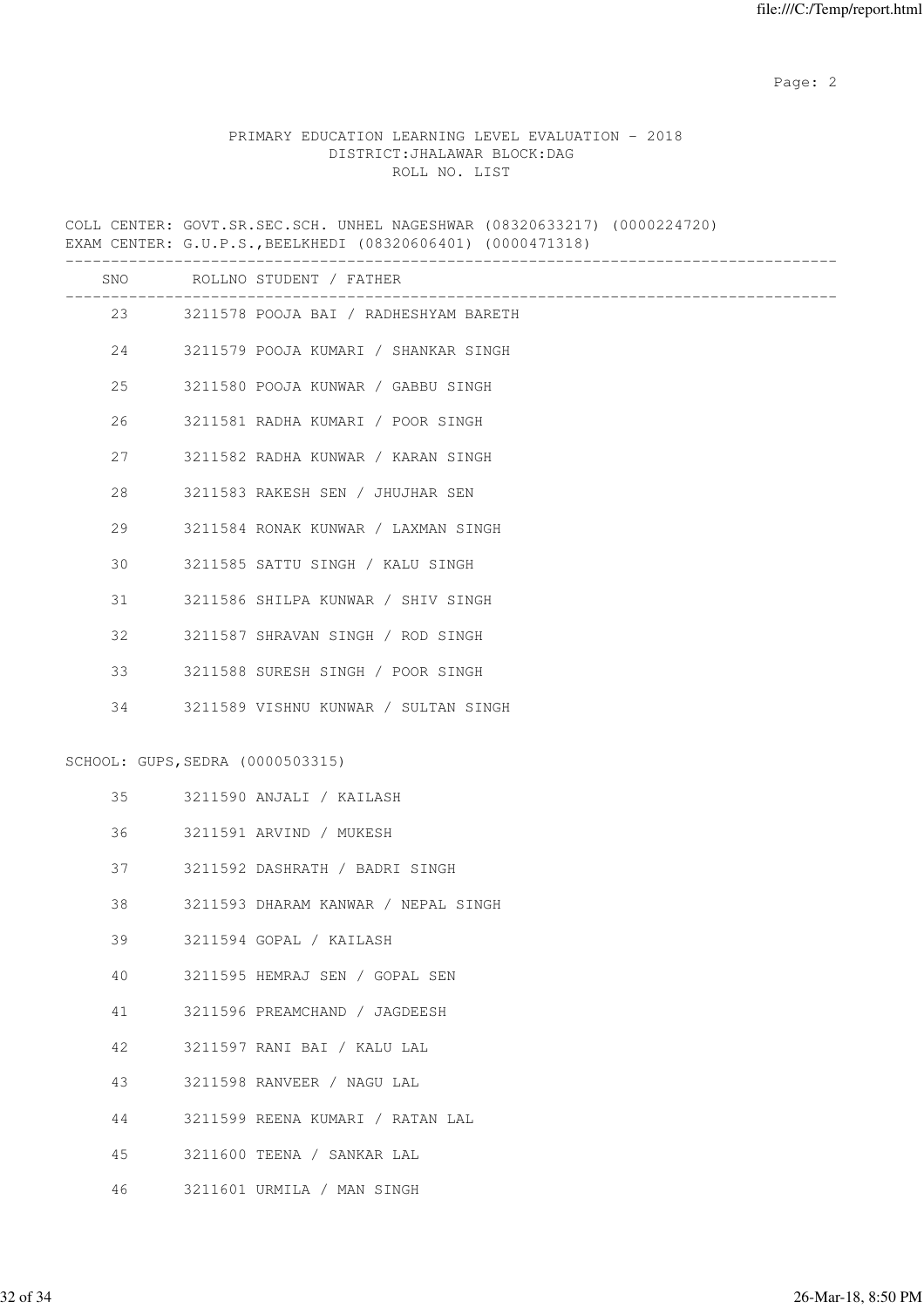PRIMARY EDUCATION LEARNING LEVEL EVALUATION - 2018
DISTRICT:JHALAWAR BLOCK:DAG
ROLL NO. LIST

COLL CENTER: GOVT.SR.SEC.SCH. UNHEL NAGESHWAR (08320633217) (0000224720)
EXAM CENTER: G.U.P.S.,BEELKHEDI (08320606401) (0000471318)

| SNO | ROLLNO | STUDENT / FATHER |
|---|---|---|
| 23 | 3211578 | POOJA BAI / RADHESHYAM BARETH |
| 24 | 3211579 | POOJA KUMARI / SHANKAR SINGH |
| 25 | 3211580 | POOJA KUNWAR / GABBU SINGH |
| 26 | 3211581 | RADHA KUMARI / POOR SINGH |
| 27 | 3211582 | RADHA KUNWAR / KARAN SINGH |
| 28 | 3211583 | RAKESH SEN / JHUJHAR SEN |
| 29 | 3211584 | RONAK KUNWAR / LAXMAN SINGH |
| 30 | 3211585 | SATTU SINGH / KALU SINGH |
| 31 | 3211586 | SHILPA KUNWAR / SHIV SINGH |
| 32 | 3211587 | SHRAVAN SINGH / ROD SINGH |
| 33 | 3211588 | SURESH SINGH / POOR SINGH |
| 34 | 3211589 | VISHNU KUNWAR / SULTAN SINGH |

SCHOOL: GUPS,SEDRA (0000503315)

| SNO | ROLLNO | STUDENT / FATHER |
|---|---|---|
| 35 | 3211590 | ANJALI / KAILASH |
| 36 | 3211591 | ARVIND / MUKESH |
| 37 | 3211592 | DASHRATH / BADRI SINGH |
| 38 | 3211593 | DHARAM KANWAR / NEPAL SINGH |
| 39 | 3211594 | GOPAL / KAILASH |
| 40 | 3211595 | HEMRAJ SEN / GOPAL SEN |
| 41 | 3211596 | PREAMCHAND / JAGDEESH |
| 42 | 3211597 | RANI BAI / KALU LAL |
| 43 | 3211598 | RANVEER / NAGU LAL |
| 44 | 3211599 | REENA KUMARI / RATAN LAL |
| 45 | 3211600 | TEENA / SANKAR LAL |
| 46 | 3211601 | URMILA / MAN SINGH |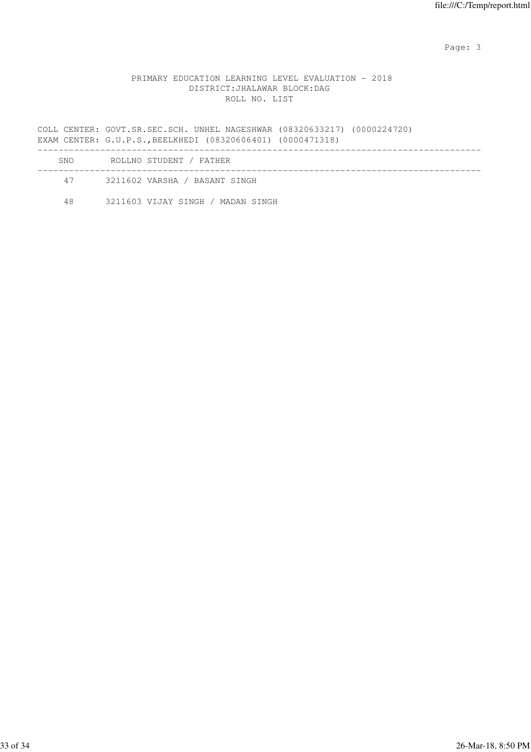PRIMARY EDUCATION LEARNING LEVEL EVALUATION - 2018
DISTRICT:JHALAWAR BLOCK:DAG
ROLL NO. LIST

COLL CENTER: GOVT.SR.SEC.SCH. UNHEL NAGESHWAR (08320633217) (0000224720)
EXAM CENTER: G.U.P.S.,BEELKHEDI (08320606401) (0000471318)

| SNO | ROLLNO | STUDENT / FATHER |
|---|---|---|
| 47 | 3211602 | VARSHA / BASANT SINGH |
| 48 | 3211603 | VIJAY SINGH / MADAN SINGH |